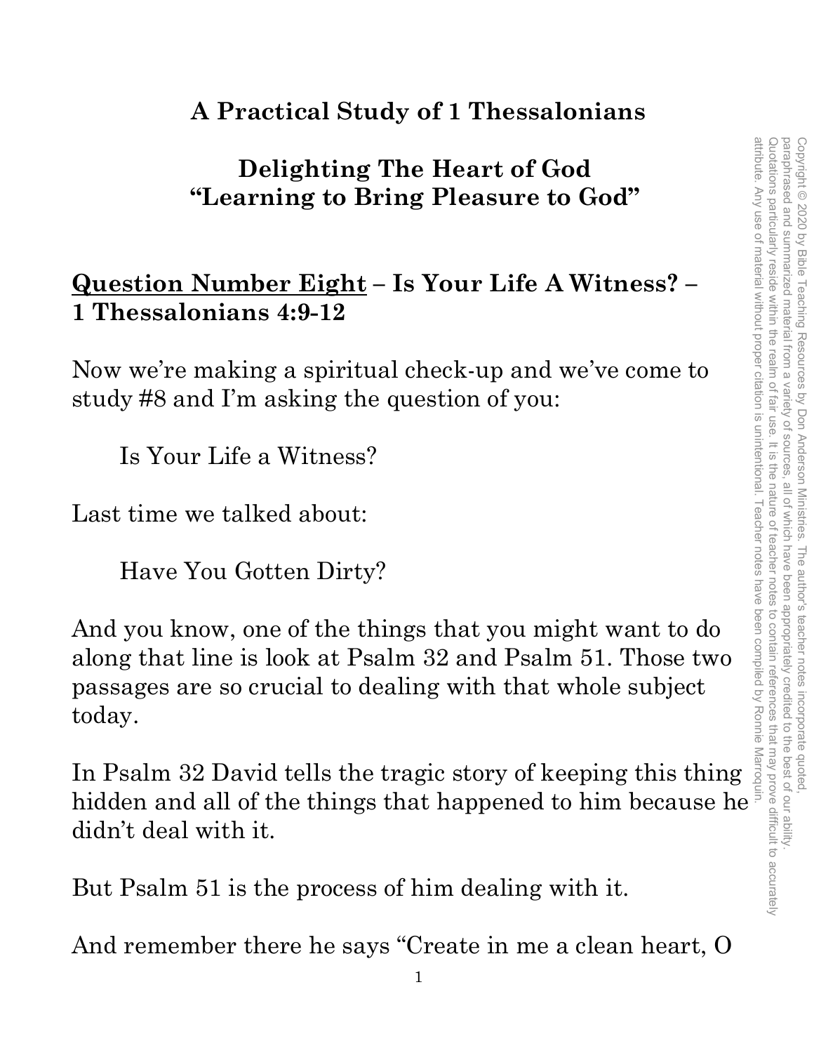# A Practical Study of 1 Thessalonians

## Delighting The Heart of God
## "Learning to Bring Pleasure to God"

**<u>Question Number Eight</u> – Is Your Life A Witness? – 1 Thessalonians 4:9-12**

Now we're making a spiritual check-up and we've come to study #8 and I'm asking the question of you:

> Is Your Life a Witness?

Last time we talked about:

> Have You Gotten Dirty?

And you know, one of the things that you might want to do along that line is look at Psalm 32 and Psalm 51. Those two passages are so crucial to dealing with that whole subject today.

In Psalm 32 David tells the tragic story of keeping this thing hidden and all of the things that happened to him because he didn't deal with it.

But Psalm 51 is the process of him dealing with it.

And remember there he says "Create in me a clean heart, O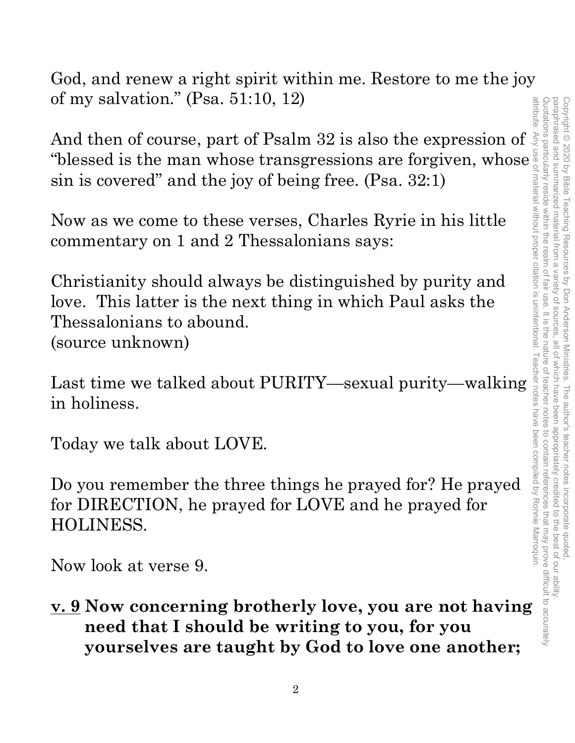God, and renew a right spirit within me. Restore to me the joy of my salvation." (Psa. 51:10, 12)

And then of course, part of Psalm 32 is also the expression of "blessed is the man whose transgressions are forgiven, whose sin is covered" and the joy of being free. (Psa. 32:1)

Now as we come to these verses, Charles Ryrie in his little commentary on 1 and 2 Thessalonians says:

Christianity should always be distinguished by purity and love. This latter is the next thing in which Paul asks the Thessalonians to abound.
(source unknown)

Last time we talked about PURITY—sexual purity—walking in holiness.

Today we talk about LOVE.

Do you remember the three things he prayed for? He prayed for DIRECTION, he prayed for LOVE and he prayed for HOLINESS.

Now look at verse 9.

**<u>v. 9</u> Now concerning brotherly love, you are not having need that I should be writing to you, for you yourselves are taught by God to love one another;**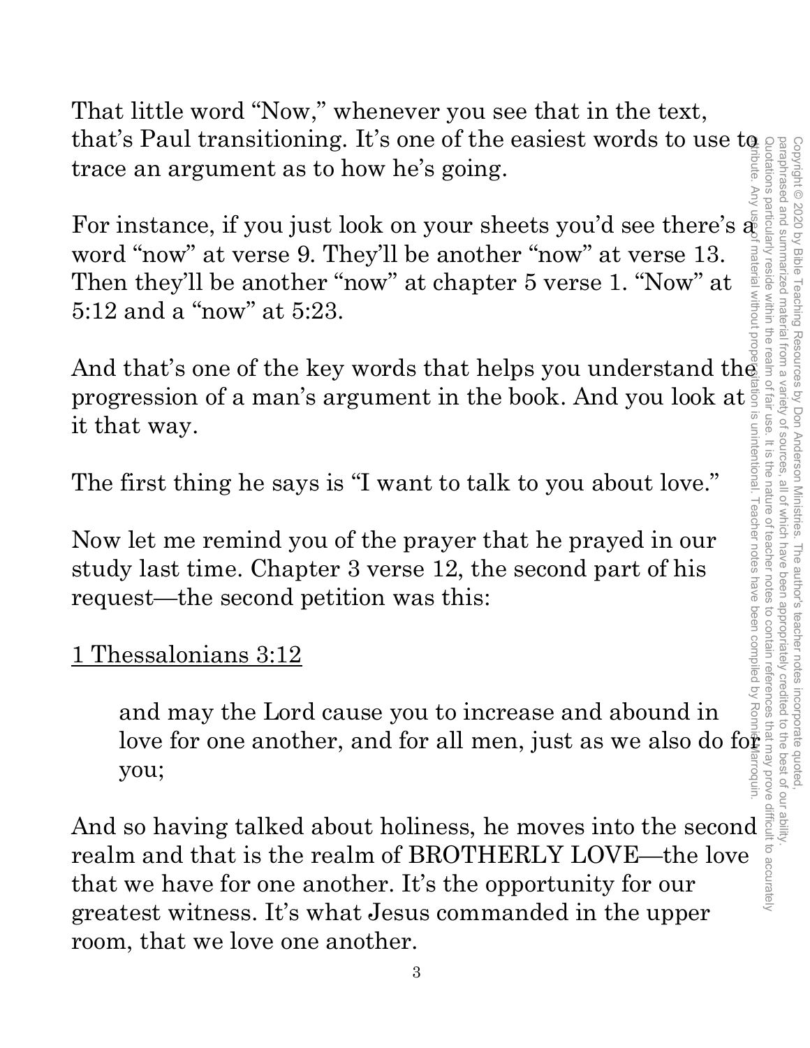That little word "Now," whenever you see that in the text, that's Paul transitioning. It's one of the easiest words to use to trace an argument as to how he's going.

For instance, if you just look on your sheets you'd see there's a word "now" at verse 9. They'll be another "now" at verse 13. Then they'll be another "now" at chapter 5 verse 1. "Now" at 5:12 and a "now" at 5:23.

And that's one of the key words that helps you understand the progression of a man's argument in the book. And you look at it that way.

The first thing he says is "I want to talk to you about love."

Now let me remind you of the prayer that he prayed in our study last time. Chapter 3 verse 12, the second part of his request—the second petition was this:

<u>1 Thessalonians 3:12</u>

> and may the Lord cause you to increase and abound in love for one another, and for all men, just as we also do for you;

And so having talked about holiness, he moves into the second realm and that is the realm of BROTHERLY LOVE—the love that we have for one another. It's the opportunity for our greatest witness. It's what Jesus commanded in the upper room, that we love one another.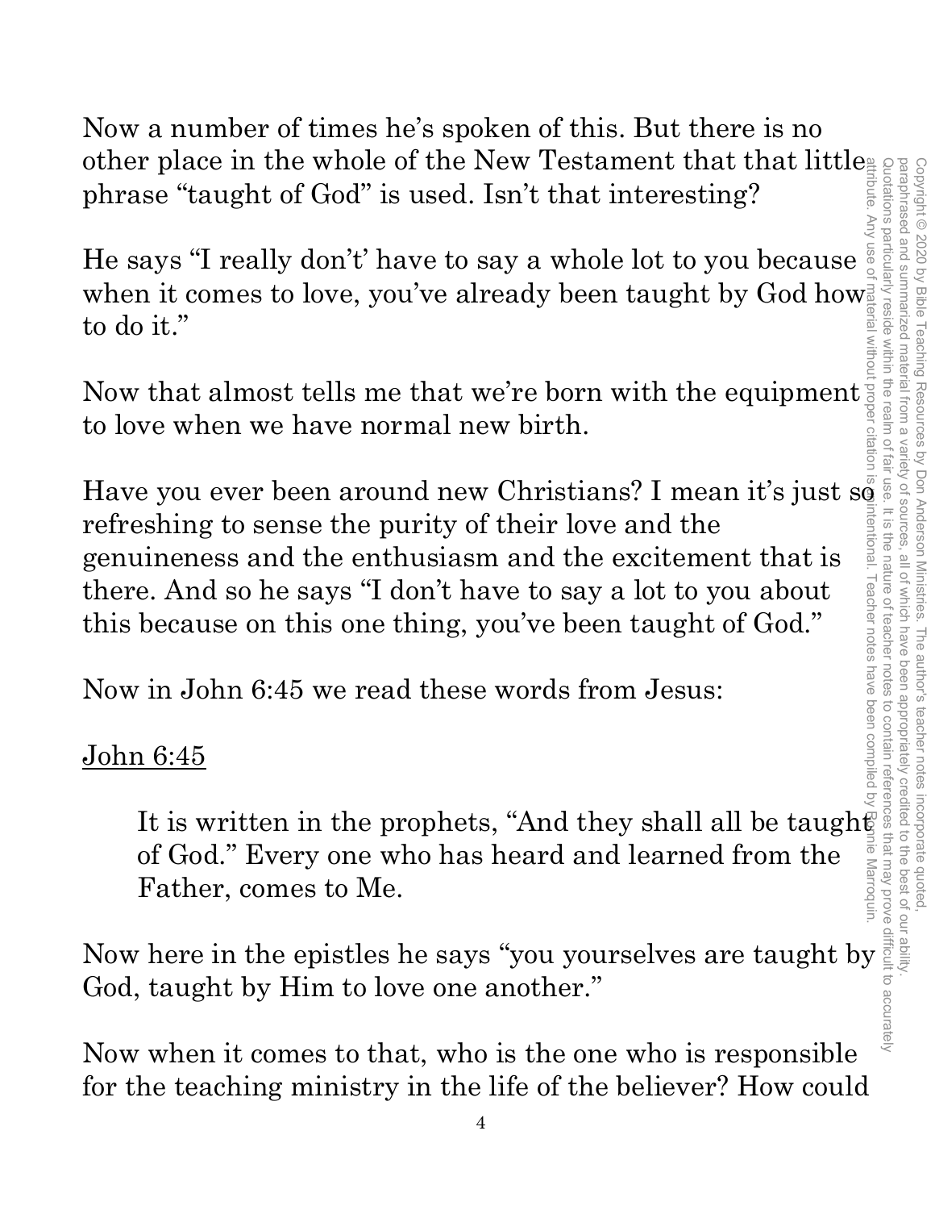Now a number of times he's spoken of this. But there is no other place in the whole of the New Testament that that little phrase "taught of God" is used. Isn't that interesting?

He says "I really don't' have to say a whole lot to you because when it comes to love, you've already been taught by God how to do it."

Now that almost tells me that we're born with the equipment to love when we have normal new birth.

Have you ever been around new Christians? I mean it's just so refreshing to sense the purity of their love and the genuineness and the enthusiasm and the excitement that is there. And so he says "I don't have to say a lot to you about this because on this one thing, you've been taught of God."

Now in John 6:45 we read these words from Jesus:

<u>John 6:45</u>

> It is written in the prophets, "And they shall all be taught of God." Every one who has heard and learned from the Father, comes to Me.

Now here in the epistles he says "you yourselves are taught by God, taught by Him to love one another."

Now when it comes to that, who is the one who is responsible for the teaching ministry in the life of the believer? How could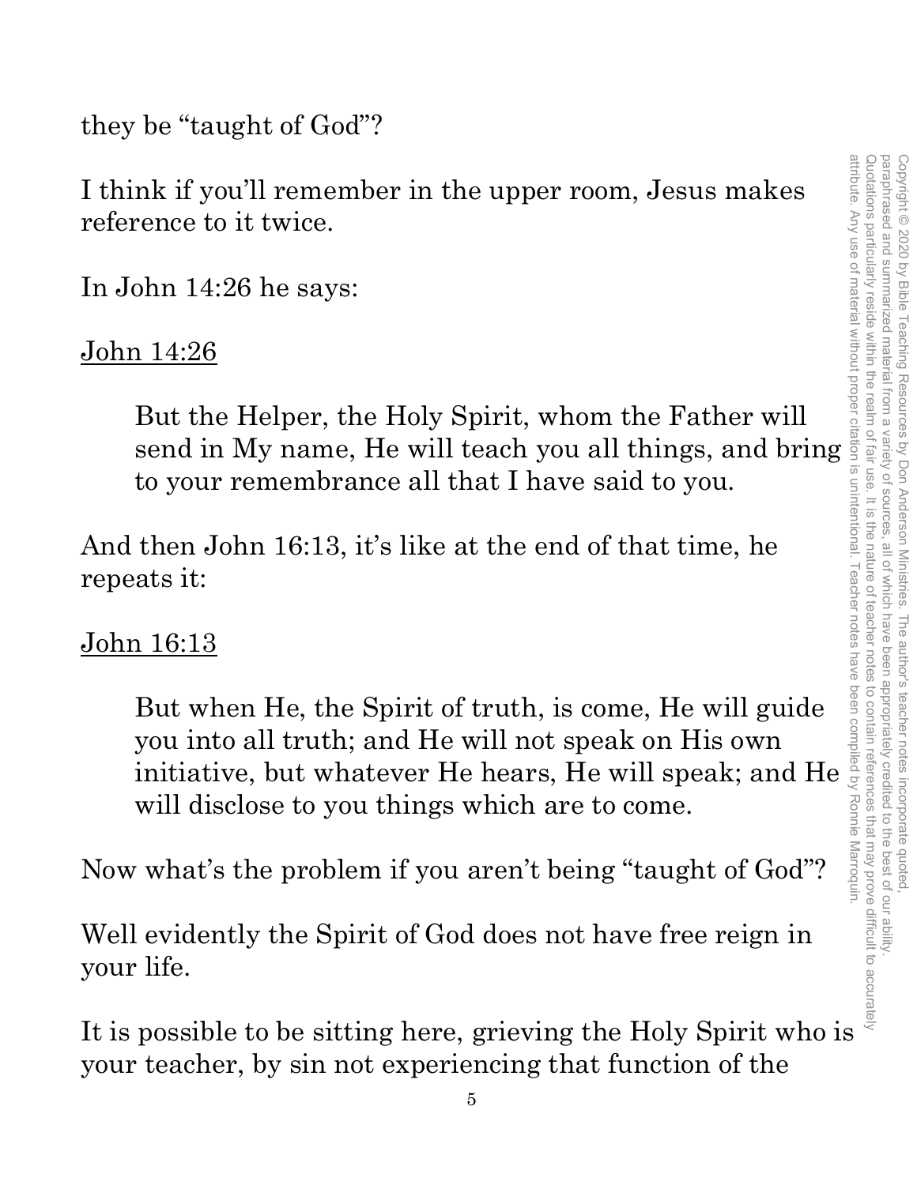they be "taught of God"?

I think if you'll remember in the upper room, Jesus makes reference to it twice.

In John 14:26 he says:

John 14:26

> But the Helper, the Holy Spirit, whom the Father will send in My name, He will teach you all things, and bring to your remembrance all that I have said to you.

And then John 16:13, it's like at the end of that time, he repeats it:

John 16:13

> But when He, the Spirit of truth, is come, He will guide you into all truth; and He will not speak on His own initiative, but whatever He hears, He will speak; and He will disclose to you things which are to come.

Now what's the problem if you aren't being "taught of God"?

Well evidently the Spirit of God does not have free reign in your life.

It is possible to be sitting here, grieving the Holy Spirit who is your teacher, by sin not experiencing that function of the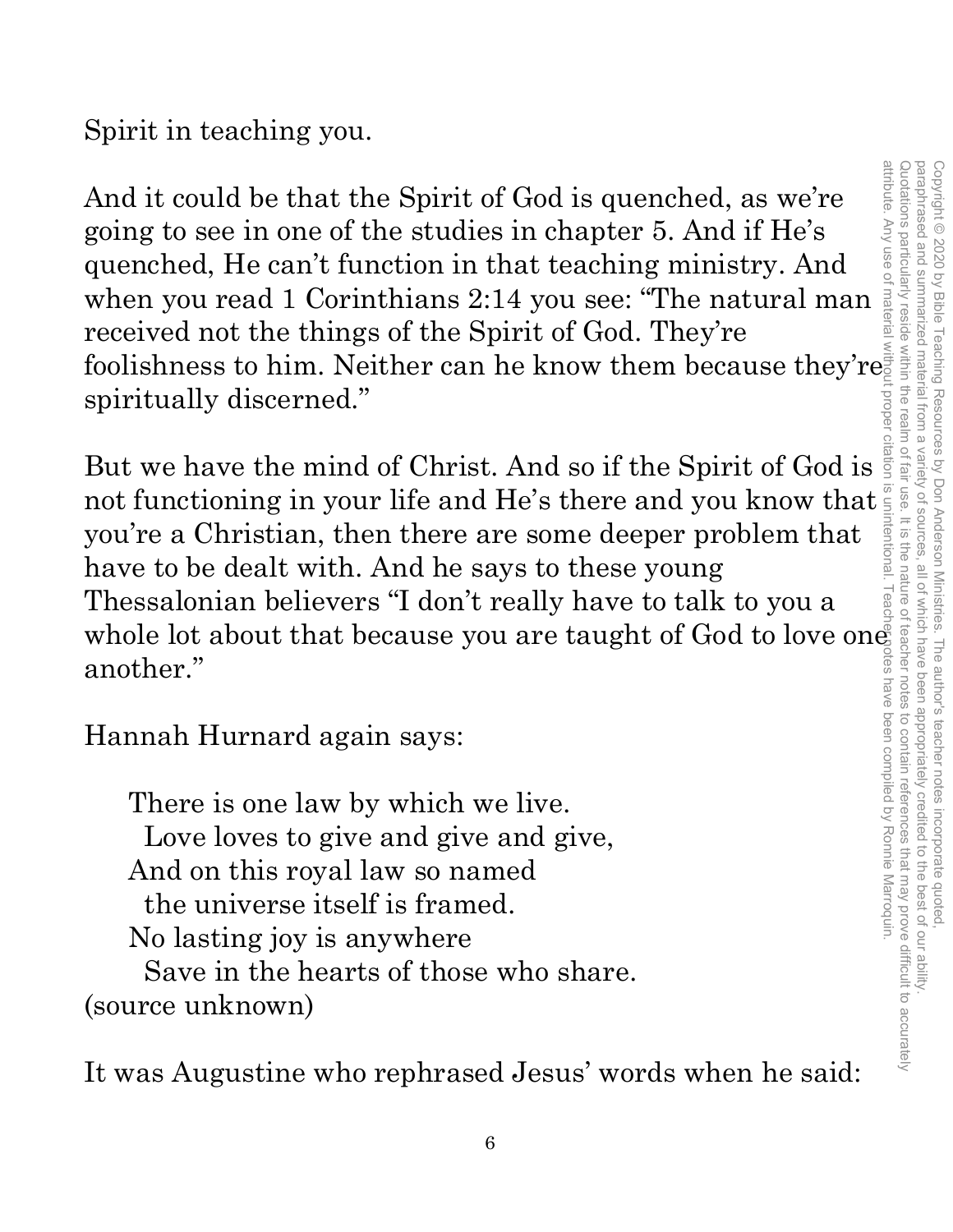Spirit in teaching you.

And it could be that the Spirit of God is quenched, as we're going to see in one of the studies in chapter 5. And if He's quenched, He can't function in that teaching ministry. And when you read 1 Corinthians 2:14 you see: "The natural man received not the things of the Spirit of God. They're foolishness to him. Neither can he know them because they're spiritually discerned."

But we have the mind of Christ. And so if the Spirit of God is not functioning in your life and He's there and you know that you're a Christian, then there are some deeper problem that have to be dealt with. And he says to these young Thessalonian believers "I don't really have to talk to you a whole lot about that because you are taught of God to love one another."

Hannah Hurnard again says:

> There is one law by which we live.  
> &nbsp;&nbsp;Love loves to give and give and give,  
> And on this royal law so named  
> &nbsp;&nbsp;the universe itself is framed.  
> No lasting joy is anywhere  
> &nbsp;&nbsp;Save in the hearts of those who share.

(source unknown)

It was Augustine who rephrased Jesus' words when he said: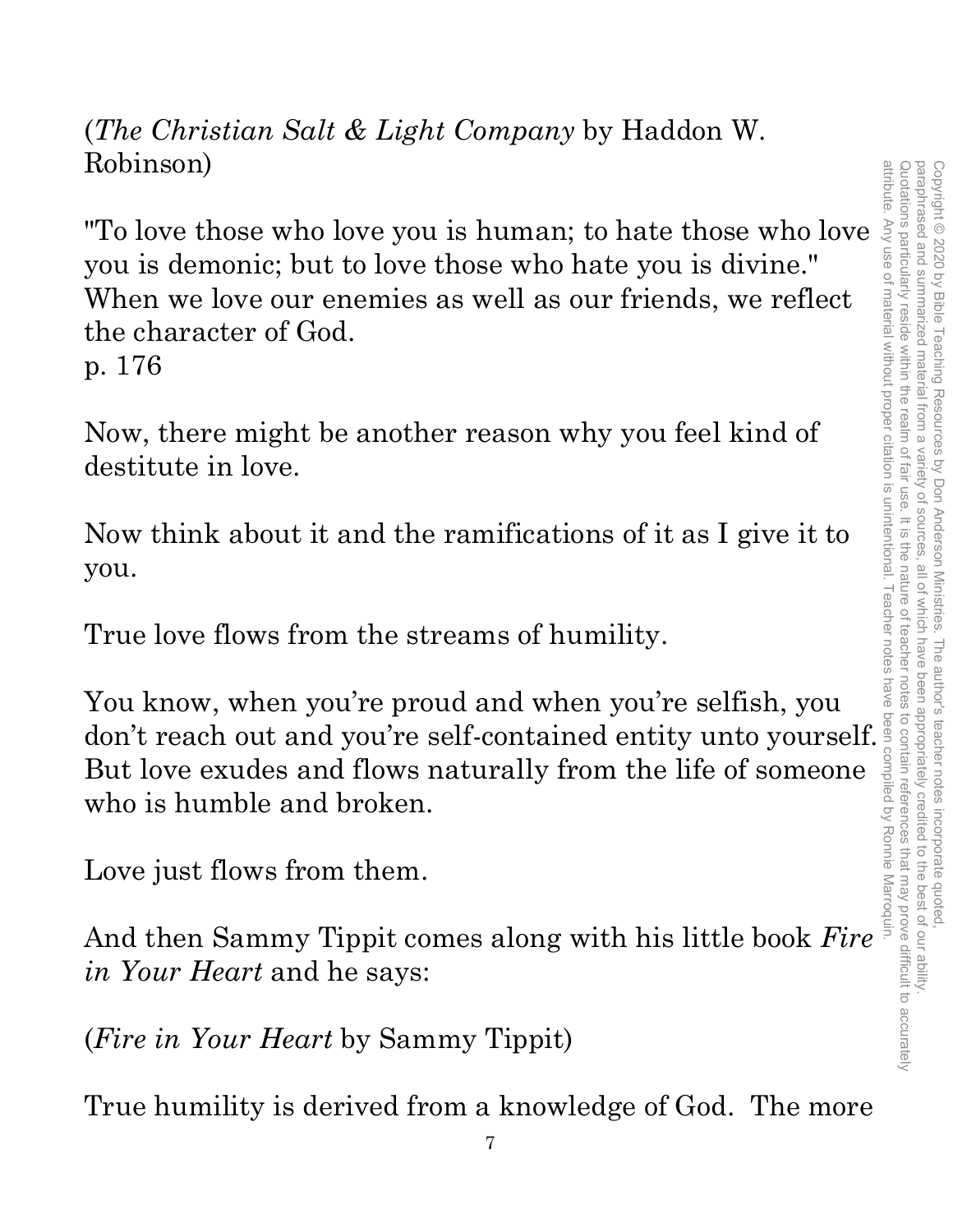(*The Christian Salt & Light Company* by Haddon W. Robinson)

"To love those who love you is human; to hate those who love you is demonic; but to love those who hate you is divine." When we love our enemies as well as our friends, we reflect the character of God.
p. 176

Now, there might be another reason why you feel kind of destitute in love.

Now think about it and the ramifications of it as I give it to you.

True love flows from the streams of humility.

You know, when you're proud and when you're selfish, you don't reach out and you're self-contained entity unto yourself. But love exudes and flows naturally from the life of someone who is humble and broken.

Love just flows from them.

And then Sammy Tippit comes along with his little book *Fire in Your Heart* and he says:

(*Fire in Your Heart* by Sammy Tippit)

True humility is derived from a knowledge of God. The more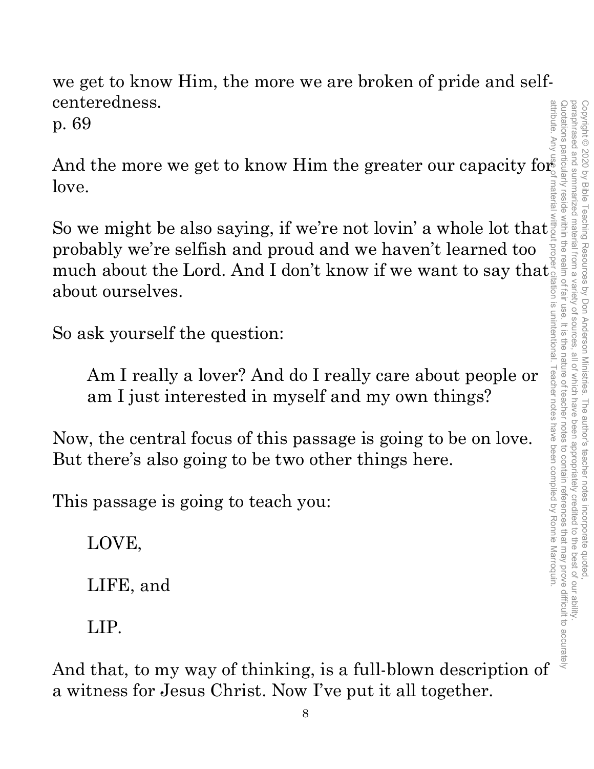we get to know Him, the more we are broken of pride and self-centeredness.
p. 69

And the more we get to know Him the greater our capacity for love.

So we might be also saying, if we're not lovin' a whole lot that probably we're selfish and proud and we haven't learned too much about the Lord. And I don't know if we want to say that about ourselves.

So ask yourself the question:

> Am I really a lover? And do I really care about people or am I just interested in myself and my own things?

Now, the central focus of this passage is going to be on love. But there's also going to be two other things here.

This passage is going to teach you:

> LOVE,
>
> LIFE, and
>
> LIP.

And that, to my way of thinking, is a full-blown description of a witness for Jesus Christ. Now I've put it all together.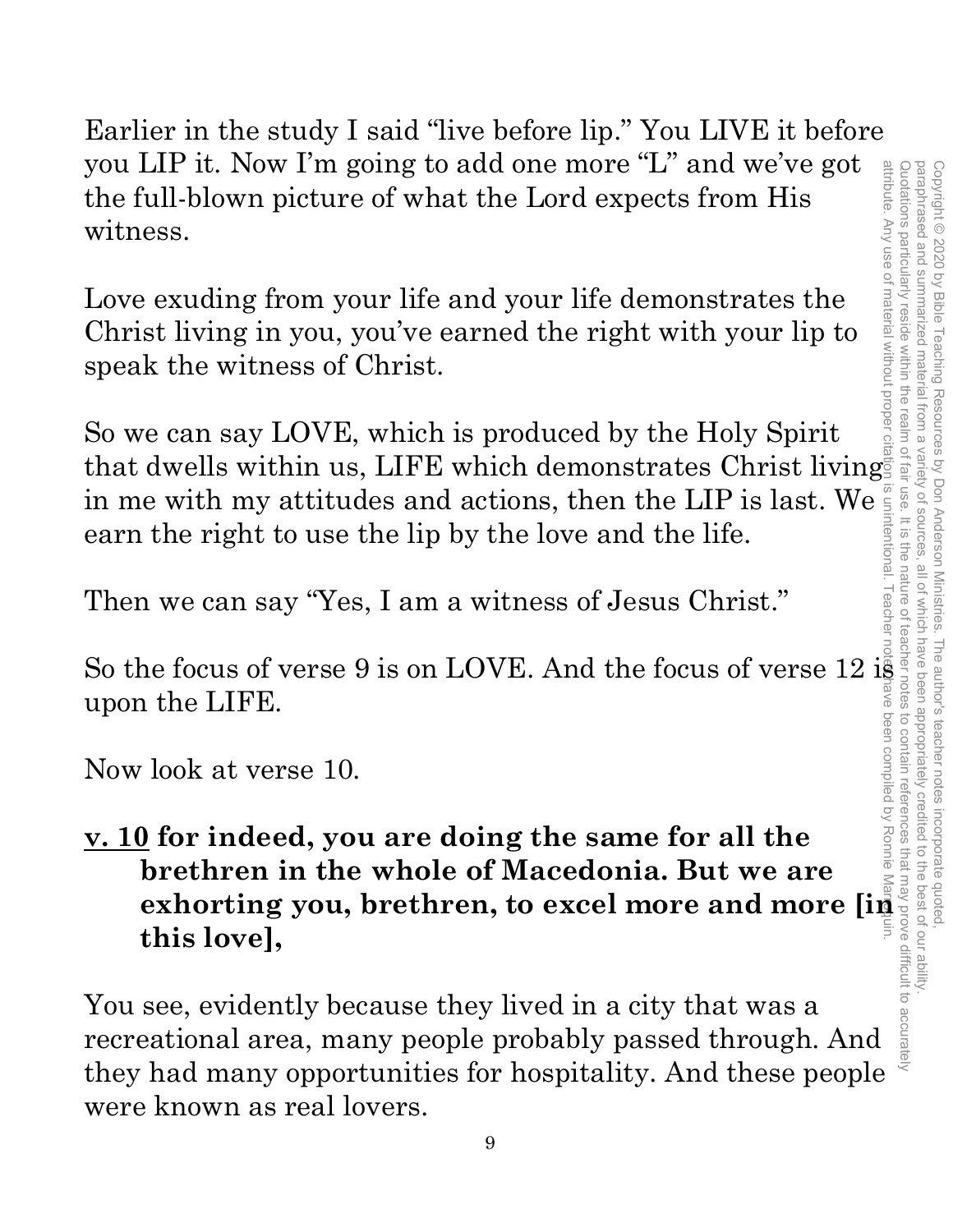Earlier in the study I said "live before lip." You LIVE it before you LIP it. Now I'm going to add one more "L" and we've got the full-blown picture of what the Lord expects from His witness.

Love exuding from your life and your life demonstrates the Christ living in you, you've earned the right with your lip to speak the witness of Christ.

So we can say LOVE, which is produced by the Holy Spirit that dwells within us, LIFE which demonstrates Christ living in me with my attitudes and actions, then the LIP is last. We earn the right to use the lip by the love and the life.

Then we can say "Yes, I am a witness of Jesus Christ."

So the focus of verse 9 is on LOVE. And the focus of verse 12 is upon the LIFE.

Now look at verse 10.

**<u>v. 10</u> for indeed, you are doing the same for all the brethren in the whole of Macedonia. But we are exhorting you, brethren, to excel more and more [in this love],**

You see, evidently because they lived in a city that was a recreational area, many people probably passed through. And they had many opportunities for hospitality. And these people were known as real lovers.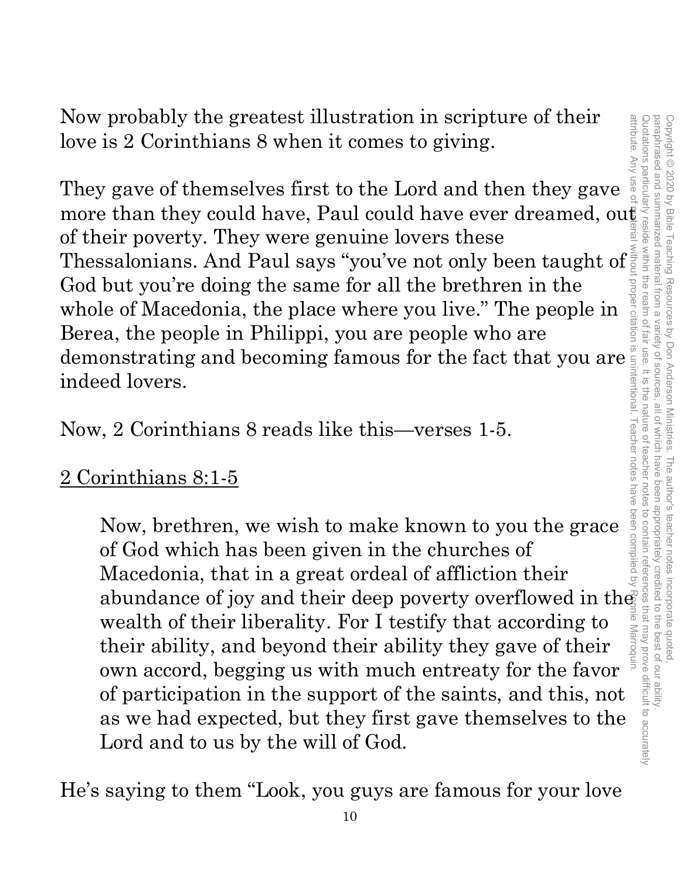Now probably the greatest illustration in scripture of their love is 2 Corinthians 8 when it comes to giving.

They gave of themselves first to the Lord and then they gave more than they could have, Paul could have ever dreamed, out of their poverty. They were genuine lovers these Thessalonians. And Paul says "you've not only been taught of God but you're doing the same for all the brethren in the whole of Macedonia, the place where you live." The people in Berea, the people in Philippi, you are people who are demonstrating and becoming famous for the fact that you are indeed lovers.

Now, 2 Corinthians 8 reads like this—verses 1-5.

<u>2 Corinthians 8:1-5</u>

> Now, brethren, we wish to make known to you the grace of God which has been given in the churches of Macedonia, that in a great ordeal of affliction their abundance of joy and their deep poverty overflowed in the wealth of their liberality. For I testify that according to their ability, and beyond their ability they gave of their own accord, begging us with much entreaty for the favor of participation in the support of the saints, and this, not as we had expected, but they first gave themselves to the Lord and to us by the will of God.

He's saying to them "Look, you guys are famous for your love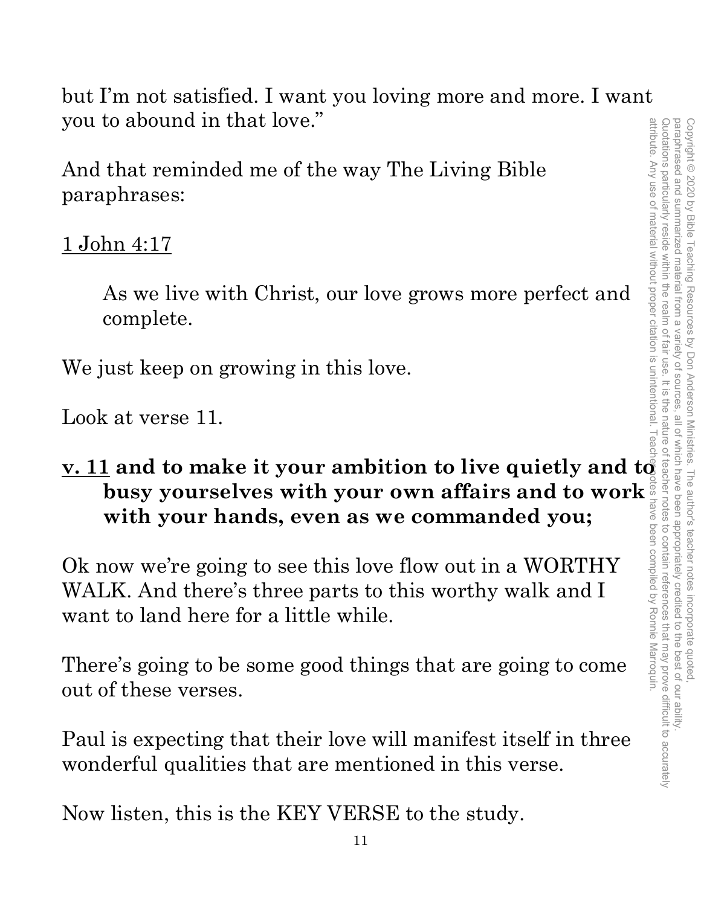but I'm not satisfied. I want you loving more and more. I want you to abound in that love."

And that reminded me of the way The Living Bible paraphrases:

<u>1 John 4:17</u>

> As we live with Christ, our love grows more perfect and complete.

We just keep on growing in this love.

Look at verse 11.

**<u>v. 11</u> and to make it your ambition to live quietly and to busy yourselves with your own affairs and to work with your hands, even as we commanded you;**

Ok now we're going to see this love flow out in a WORTHY WALK. And there's three parts to this worthy walk and I want to land here for a little while.

There's going to be some good things that are going to come out of these verses.

Paul is expecting that their love will manifest itself in three wonderful qualities that are mentioned in this verse.

Now listen, this is the KEY VERSE to the study.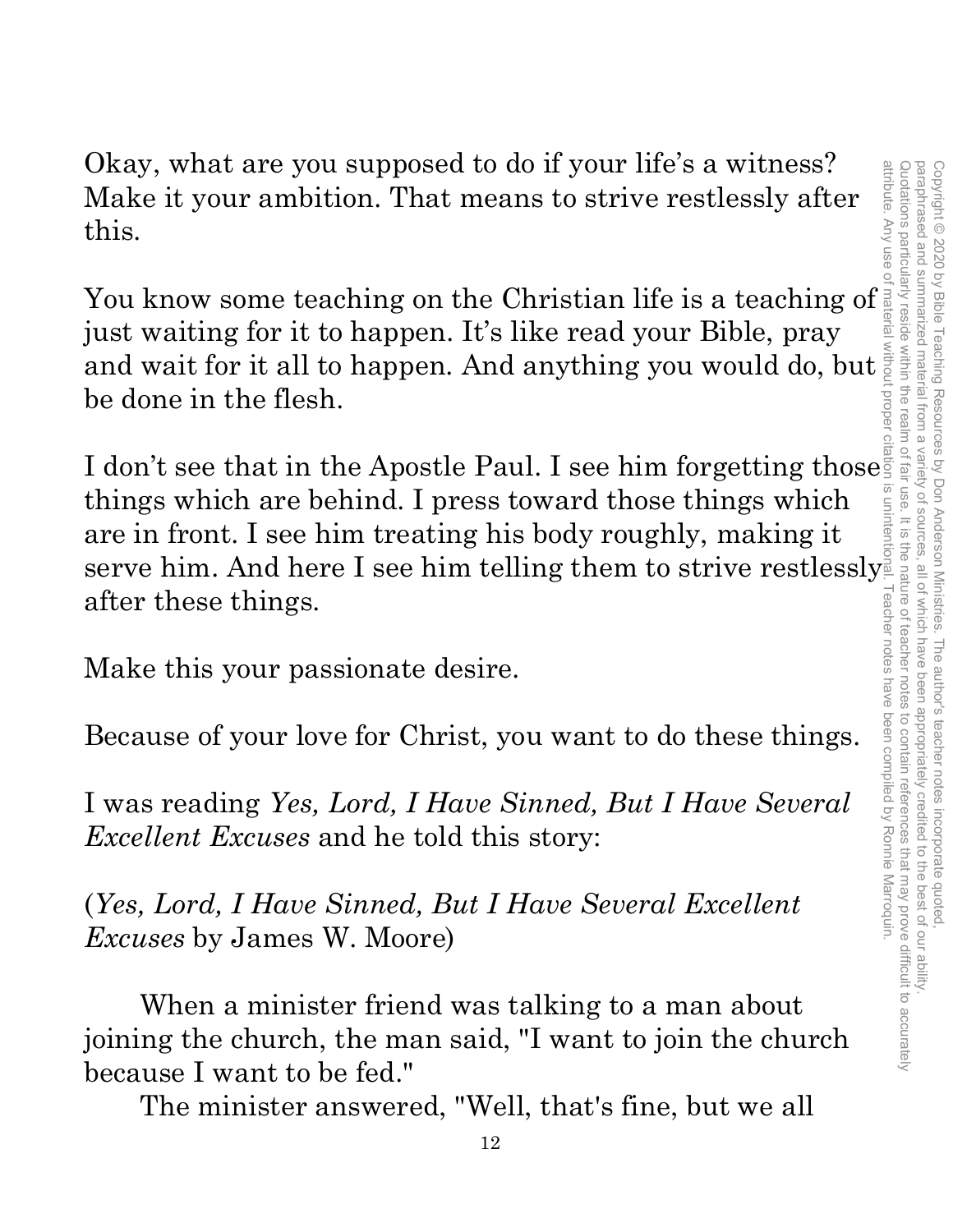Okay, what are you supposed to do if your life's a witness? Make it your ambition. That means to strive restlessly after this.

You know some teaching on the Christian life is a teaching of just waiting for it to happen. It's like read your Bible, pray and wait for it all to happen. And anything you would do, but be done in the flesh.

I don't see that in the Apostle Paul. I see him forgetting those things which are behind. I press toward those things which are in front. I see him treating his body roughly, making it serve him. And here I see him telling them to strive restlessly after these things.

Make this your passionate desire.

Because of your love for Christ, you want to do these things.

I was reading *Yes, Lord, I Have Sinned, But I Have Several Excellent Excuses* and he told this story:

(*Yes, Lord, I Have Sinned, But I Have Several Excellent Excuses* by James W. Moore)

> When a minister friend was talking to a man about joining the church, the man said, "I want to join the church because I want to be fed."
>
> The minister answered, "Well, that's fine, but we all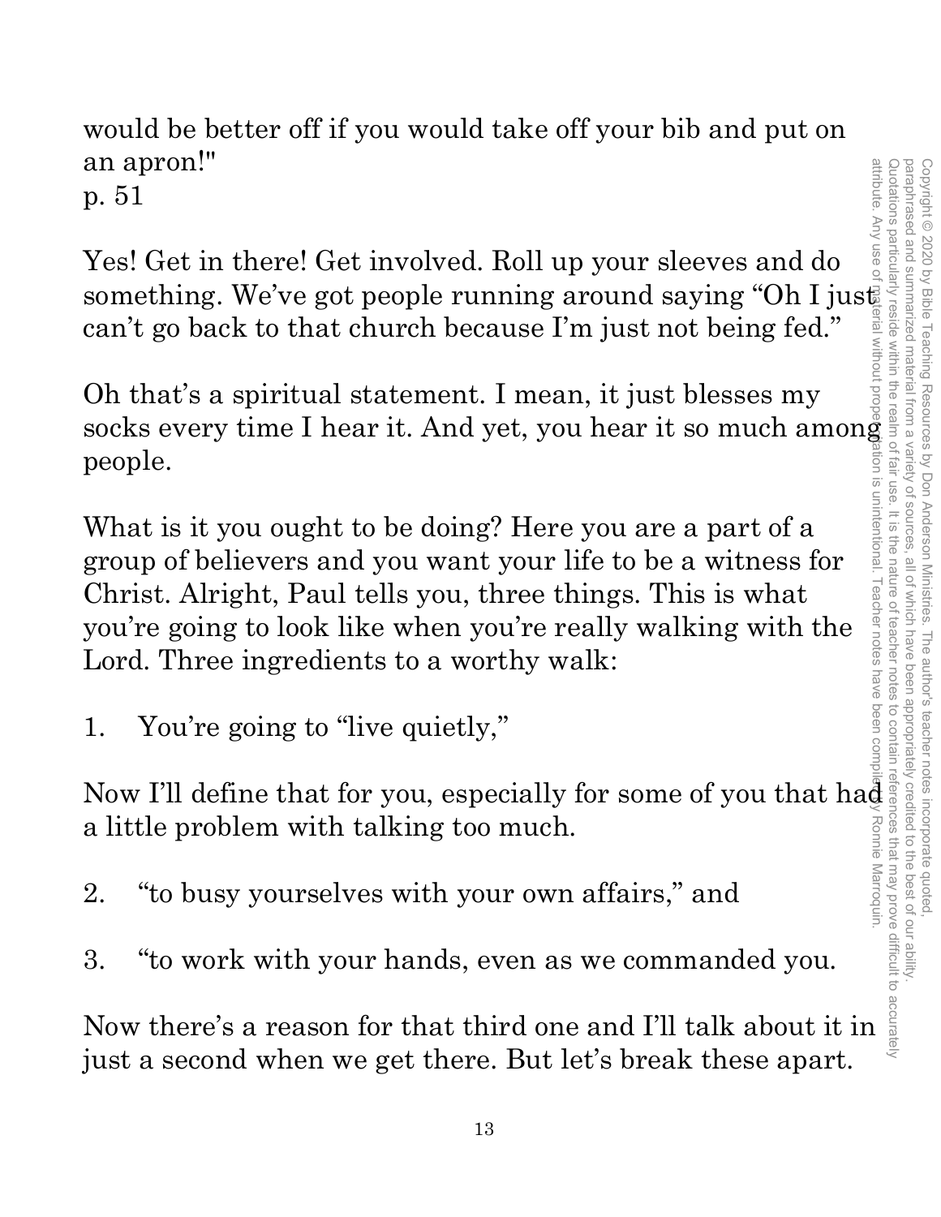would be better off if you would take off your bib and put on an apron!"
p. 51

Yes! Get in there! Get involved. Roll up your sleeves and do something. We've got people running around saying "Oh I just can't go back to that church because I'm just not being fed."

Oh that's a spiritual statement. I mean, it just blesses my socks every time I hear it. And yet, you hear it so much among people.

What is it you ought to be doing? Here you are a part of a group of believers and you want your life to be a witness for Christ. Alright, Paul tells you, three things. This is what you're going to look like when you're really walking with the Lord. Three ingredients to a worthy walk:

1. You're going to "live quietly,"

Now I'll define that for you, especially for some of you that had a little problem with talking too much.

2. "to busy yourselves with your own affairs," and

3. "to work with your hands, even as we commanded you.

Now there's a reason for that third one and I'll talk about it in just a second when we get there. But let's break these apart.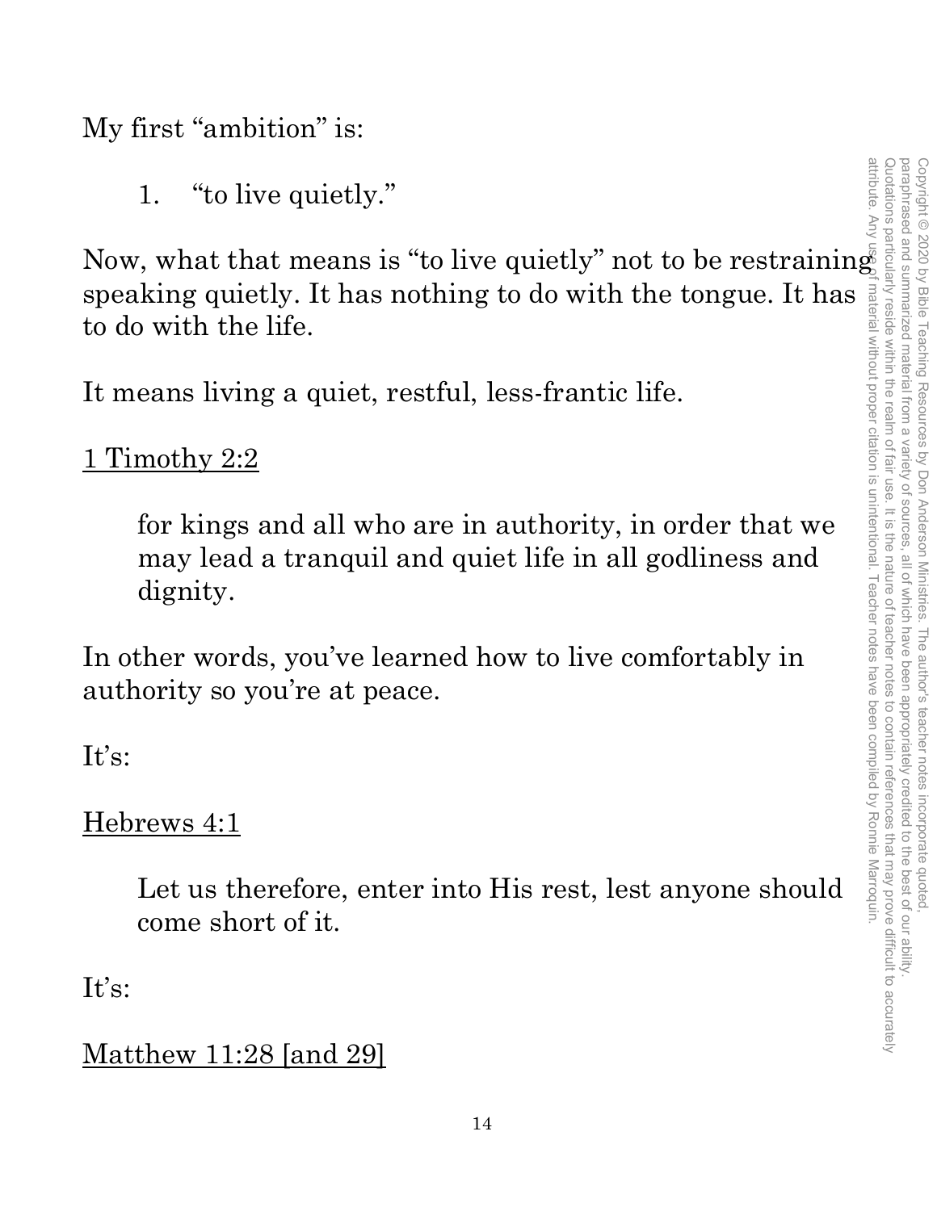My first "ambition" is:

1. "to live quietly."

Now, what that means is "to live quietly" not to be restraining speaking quietly. It has nothing to do with the tongue. It has to do with the life.

It means living a quiet, restful, less-frantic life.

1 Timothy 2:2

> for kings and all who are in authority, in order that we may lead a tranquil and quiet life in all godliness and dignity.

In other words, you've learned how to live comfortably in authority so you're at peace.

It's:

Hebrews 4:1

> Let us therefore, enter into His rest, lest anyone should come short of it.

It's:

Matthew 11:28 [and 29]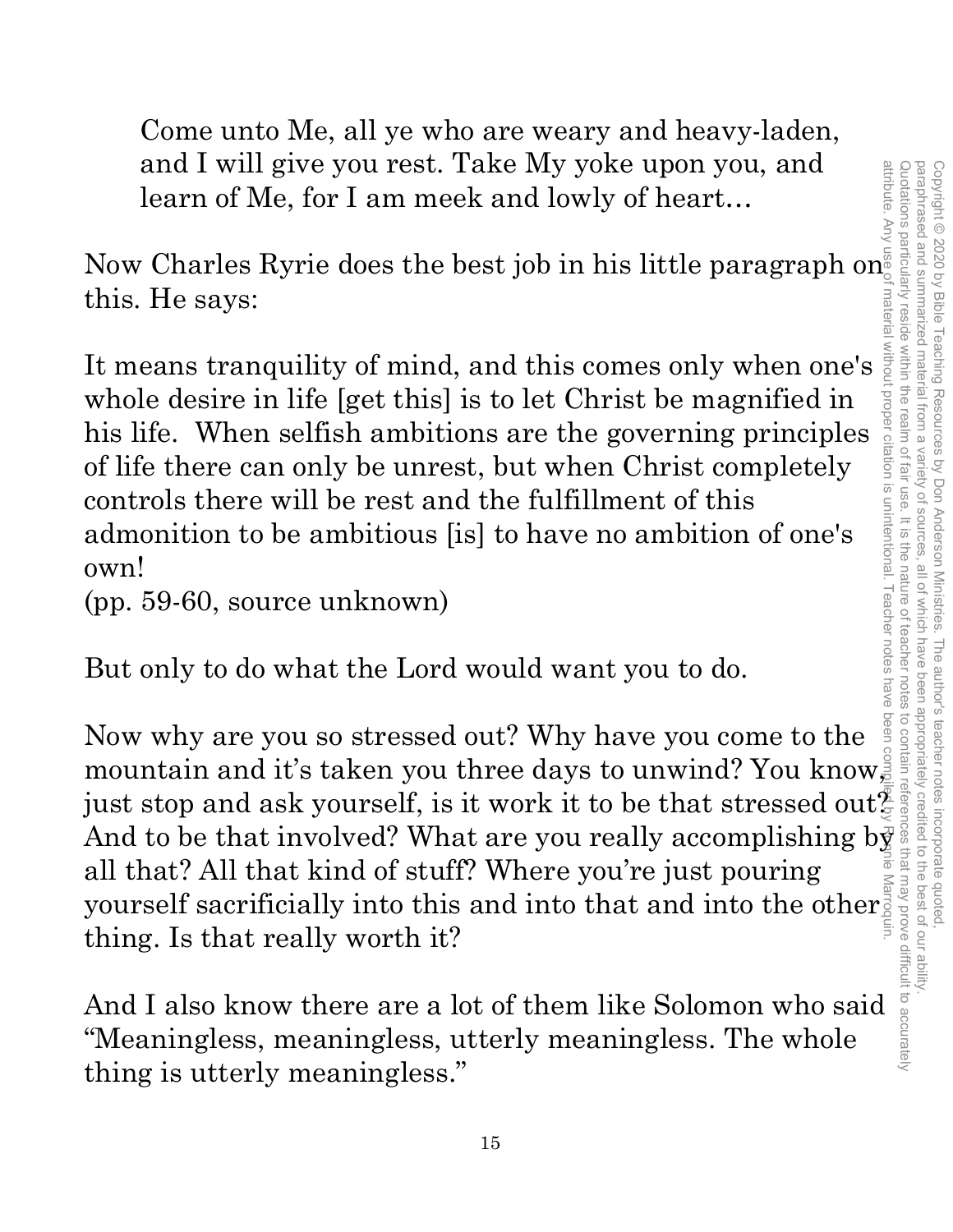> Come unto Me, all ye who are weary and heavy-laden, and I will give you rest. Take My yoke upon you, and learn of Me, for I am meek and lowly of heart…

Now Charles Ryrie does the best job in his little paragraph on this. He says:

It means tranquility of mind, and this comes only when one's whole desire in life [get this] is to let Christ be magnified in his life. When selfish ambitions are the governing principles of life there can only be unrest, but when Christ completely controls there will be rest and the fulfillment of this admonition to be ambitious [is] to have no ambition of one's own!
(pp. 59-60, source unknown)

But only to do what the Lord would want you to do.

Now why are you so stressed out? Why have you come to the mountain and it's taken you three days to unwind? You know, just stop and ask yourself, is it work it to be that stressed out? And to be that involved? What are you really accomplishing by all that? All that kind of stuff? Where you're just pouring yourself sacrificially into this and into that and into the other thing. Is that really worth it?

And I also know there are a lot of them like Solomon who said "Meaningless, meaningless, utterly meaningless. The whole thing is utterly meaningless."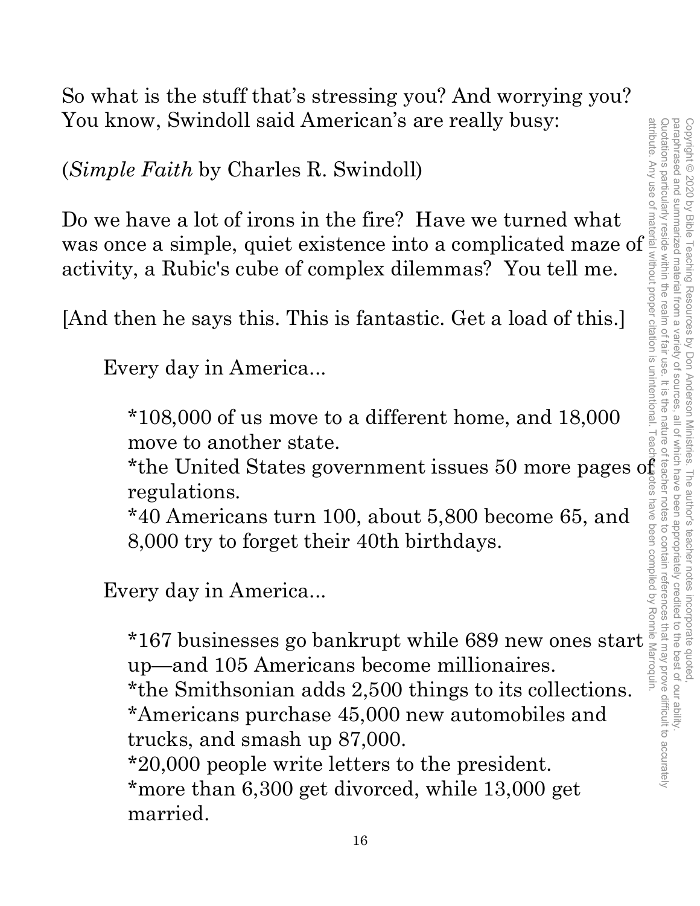So what is the stuff that's stressing you? And worrying you? You know, Swindoll said American's are really busy:

(*Simple Faith* by Charles R. Swindoll)

Do we have a lot of irons in the fire? Have we turned what was once a simple, quiet existence into a complicated maze of activity, a Rubic's cube of complex dilemmas? You tell me.

[And then he says this. This is fantastic. Get a load of this.]

> Every day in America...
>
> *108,000 of us move to a different home, and 18,000 move to another state.
> *the United States government issues 50 more pages of regulations.
> *40 Americans turn 100, about 5,800 become 65, and 8,000 try to forget their 40th birthdays.
>
> Every day in America...
>
> *167 businesses go bankrupt while 689 new ones start up—and 105 Americans become millionaires.
> *the Smithsonian adds 2,500 things to its collections.
> *Americans purchase 45,000 new automobiles and trucks, and smash up 87,000.
> *20,000 people write letters to the president.
> *more than 6,300 get divorced, while 13,000 get married.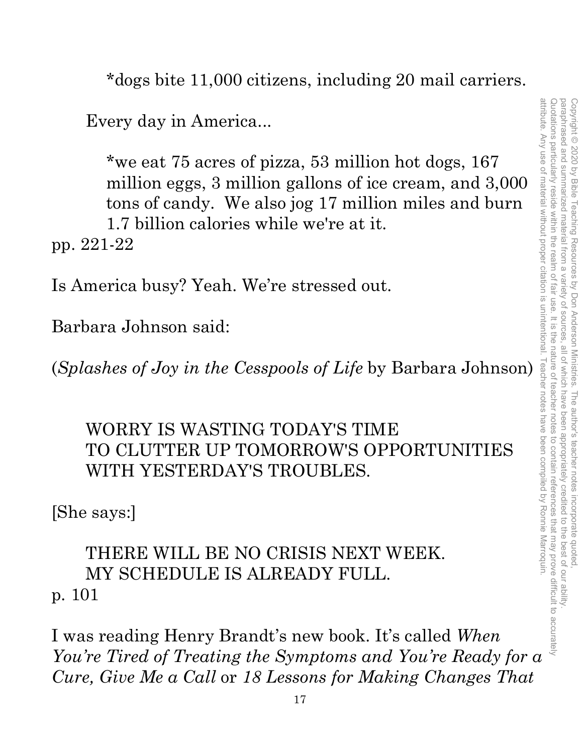*dogs bite 11,000 citizens, including 20 mail carriers.

Every day in America...

*we eat 75 acres of pizza, 53 million hot dogs, 167 million eggs, 3 million gallons of ice cream, and 3,000 tons of candy. We also jog 17 million miles and burn 1.7 billion calories while we're at it.

pp. 221-22

Is America busy? Yeah. We're stressed out.

Barbara Johnson said:

(*Splashes of Joy in the Cesspools of Life* by Barbara Johnson)

WORRY IS WASTING TODAY'S TIME
TO CLUTTER UP TOMORROW'S OPPORTUNITIES
WITH YESTERDAY'S TROUBLES.

[She says:]

THERE WILL BE NO CRISIS NEXT WEEK.
MY SCHEDULE IS ALREADY FULL.

p. 101

I was reading Henry Brandt's new book. It's called *When You're Tired of Treating the Symptoms and You're Ready for a Cure, Give Me a Call* or *18 Lessons for Making Changes That*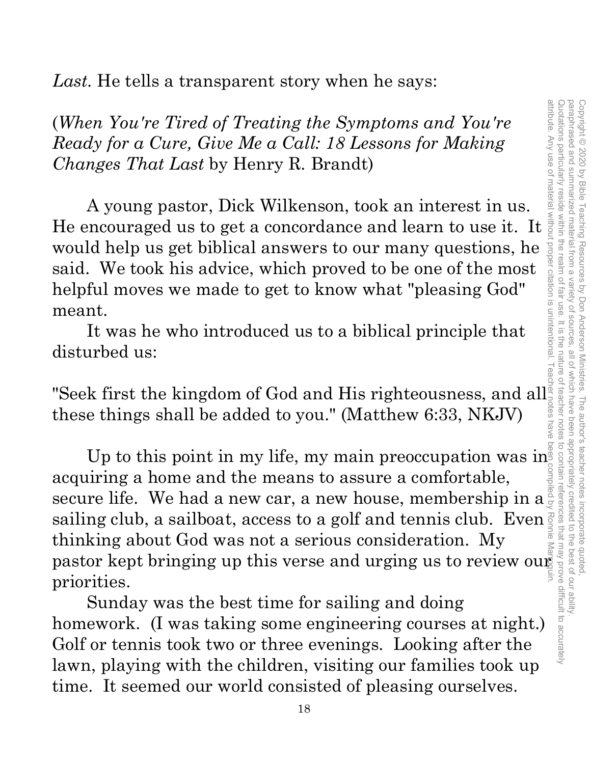*Last*. He tells a transparent story when he says:

(*When You're Tired of Treating the Symptoms and You're Ready for a Cure, Give Me a Call: 18 Lessons for Making Changes That Last* by Henry R. Brandt)

A young pastor, Dick Wilkenson, took an interest in us. He encouraged us to get a concordance and learn to use it. It would help us get biblical answers to our many questions, he said. We took his advice, which proved to be one of the most helpful moves we made to get to know what "pleasing God" meant.

It was he who introduced us to a biblical principle that disturbed us:

"Seek first the kingdom of God and His righteousness, and all these things shall be added to you." (Matthew 6:33, NKJV)

Up to this point in my life, my main preoccupation was in acquiring a home and the means to assure a comfortable, secure life. We had a new car, a new house, membership in a sailing club, a sailboat, access to a golf and tennis club. Even thinking about God was not a serious consideration. My pastor kept bringing up this verse and urging us to review our priorities.

Sunday was the best time for sailing and doing homework. (I was taking some engineering courses at night.) Golf or tennis took two or three evenings. Looking after the lawn, playing with the children, visiting our families took up time. It seemed our world consisted of pleasing ourselves.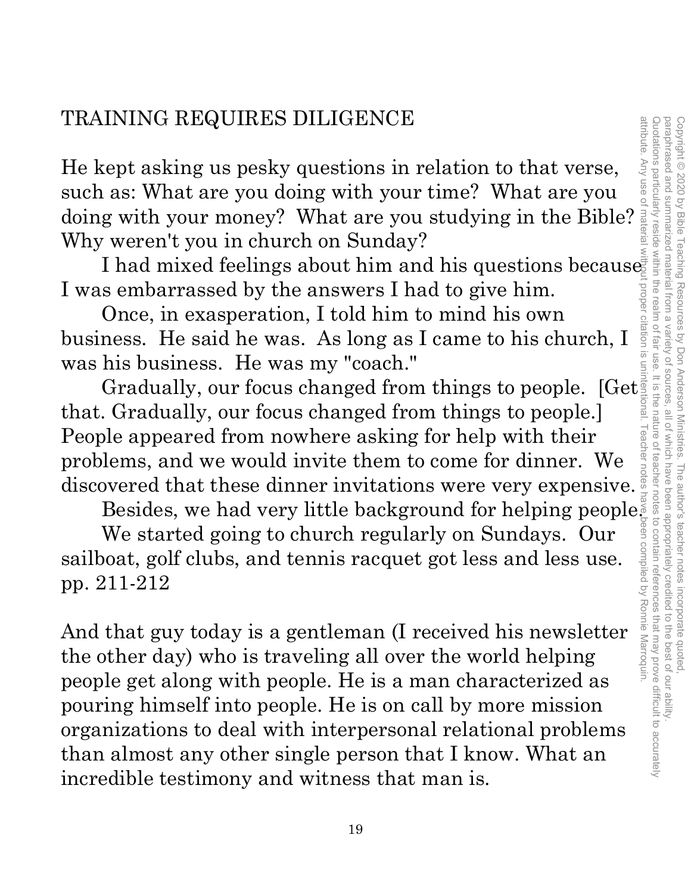## TRAINING REQUIRES DILIGENCE

He kept asking us pesky questions in relation to that verse, such as: What are you doing with your time? What are you doing with your money? What are you studying in the Bible? Why weren't you in church on Sunday?

I had mixed feelings about him and his questions because I was embarrassed by the answers I had to give him.

Once, in exasperation, I told him to mind his own business. He said he was. As long as I came to his church, I was his business. He was my "coach."

Gradually, our focus changed from things to people. [Get that. Gradually, our focus changed from things to people.] People appeared from nowhere asking for help with their problems, and we would invite them to come for dinner. We discovered that these dinner invitations were very expensive.

Besides, we had very little background for helping people.

We started going to church regularly on Sundays. Our sailboat, golf clubs, and tennis racquet got less and less use. pp. 211-212

And that guy today is a gentleman (I received his newsletter the other day) who is traveling all over the world helping people get along with people. He is a man characterized as pouring himself into people. He is on call by more mission organizations to deal with interpersonal relational problems than almost any other single person that I know. What an incredible testimony and witness that man is.

Copyright © 2020 by Bible Teaching Resources by Don Anderson Ministries. The author's teacher notes incorporate quoted, paraphrased and summarized material from a variety of sources, all of which have been appropriately credited to the best of our ability. Quotations particularly reside within the realm of fair use. It is the nature of teacher notes to contain references that may prove difficult to accurately attribute. Any use of material without proper citation is unintentional. Teacher notes have been compiled by Ronnie Marroquin.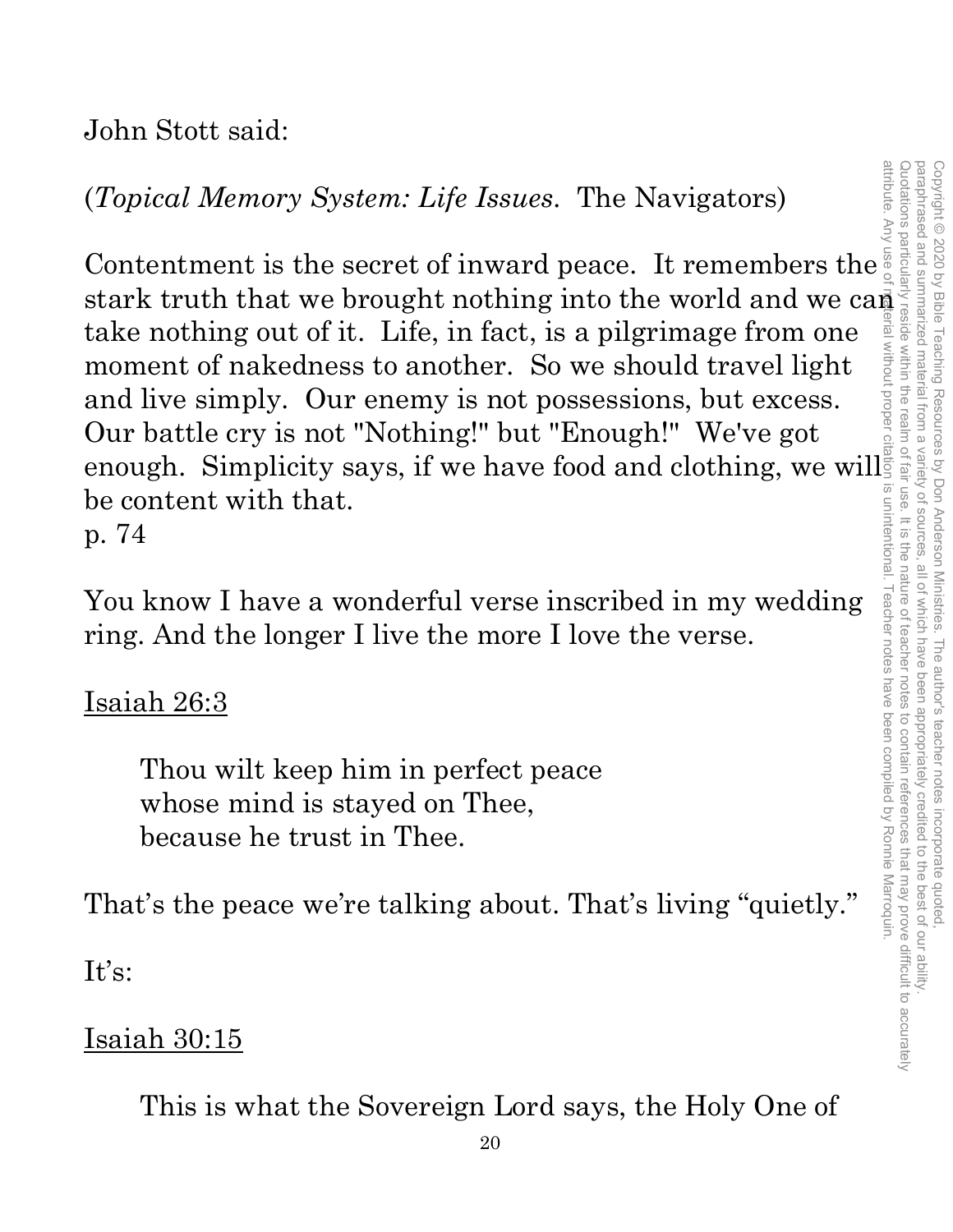John Stott said:

(*Topical Memory System: Life Issues.* The Navigators)

Contentment is the secret of inward peace. It remembers the stark truth that we brought nothing into the world and we can take nothing out of it. Life, in fact, is a pilgrimage from one moment of nakedness to another. So we should travel light and live simply. Our enemy is not possessions, but excess. Our battle cry is not "Nothing!" but "Enough!" We've got enough. Simplicity says, if we have food and clothing, we will be content with that.
p. 74

You know I have a wonderful verse inscribed in my wedding ring. And the longer I live the more I love the verse.

<u>Isaiah 26:3</u>

> Thou wilt keep him in perfect peace
> whose mind is stayed on Thee,
> because he trust in Thee.

That's the peace we're talking about. That's living "quietly."

It's:

<u>Isaiah 30:15</u>

> This is what the Sovereign Lord says, the Holy One of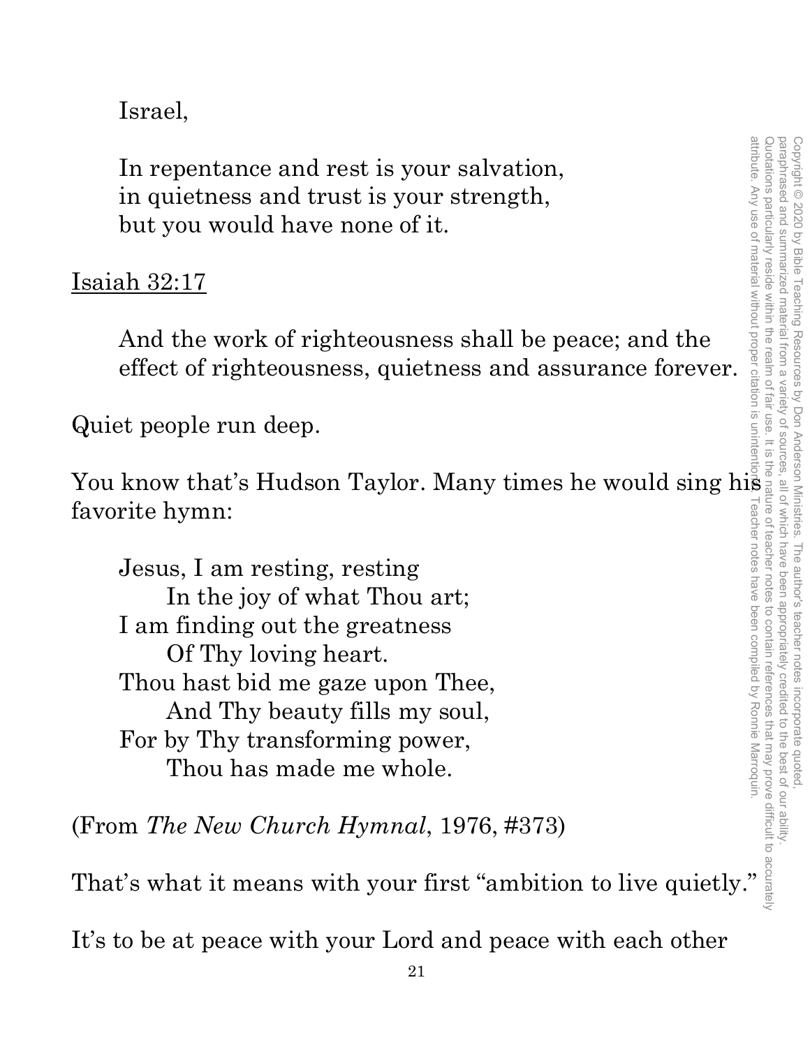Israel,

> In repentance and rest is your salvation,
> in quietness and trust is your strength,
> but you would have none of it.

<u>Isaiah 32:17</u>

> And the work of righteousness shall be peace; and the effect of righteousness, quietness and assurance forever.

Quiet people run deep.

You know that's Hudson Taylor. Many times he would sing his favorite hymn:

> Jesus, I am resting, resting
> In the joy of what Thou art;
> I am finding out the greatness
> Of Thy loving heart.
> Thou hast bid me gaze upon Thee,
> And Thy beauty fills my soul,
> For by Thy transforming power,
> Thou has made me whole.

(From *The New Church Hymnal*, 1976, #373)

That's what it means with your first "ambition to live quietly."

It's to be at peace with your Lord and peace with each other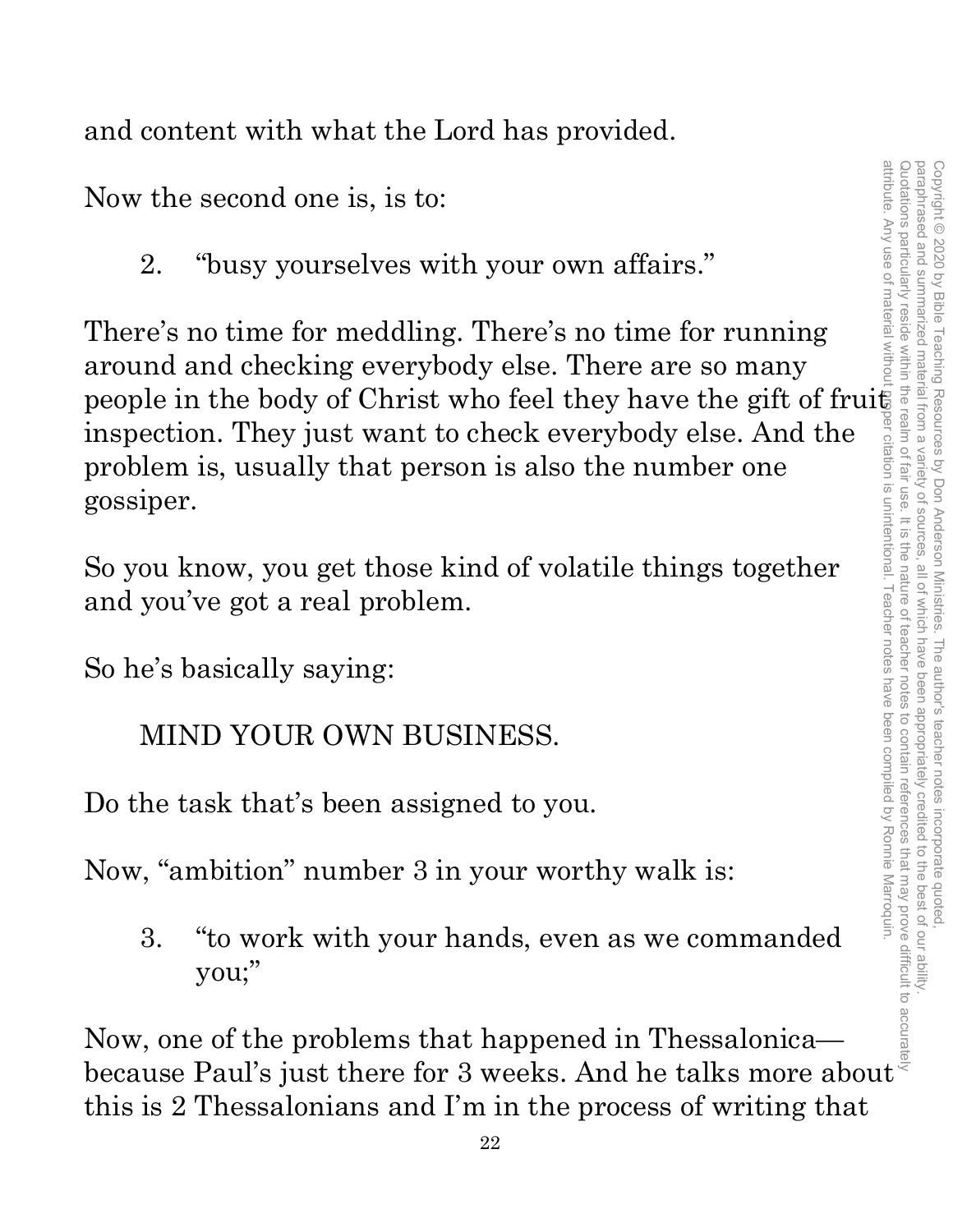and content with what the Lord has provided.

Now the second one is, is to:

2. "busy yourselves with your own affairs."

There's no time for meddling. There's no time for running around and checking everybody else. There are so many people in the body of Christ who feel they have the gift of fruit inspection. They just want to check everybody else. And the problem is, usually that person is also the number one gossiper.

So you know, you get those kind of volatile things together and you've got a real problem.

So he's basically saying:

MIND YOUR OWN BUSINESS.

Do the task that's been assigned to you.

Now, "ambition" number 3 in your worthy walk is:

3. "to work with your hands, even as we commanded you;"

Now, one of the problems that happened in Thessalonica—because Paul's just there for 3 weeks. And he talks more about this is 2 Thessalonians and I'm in the process of writing that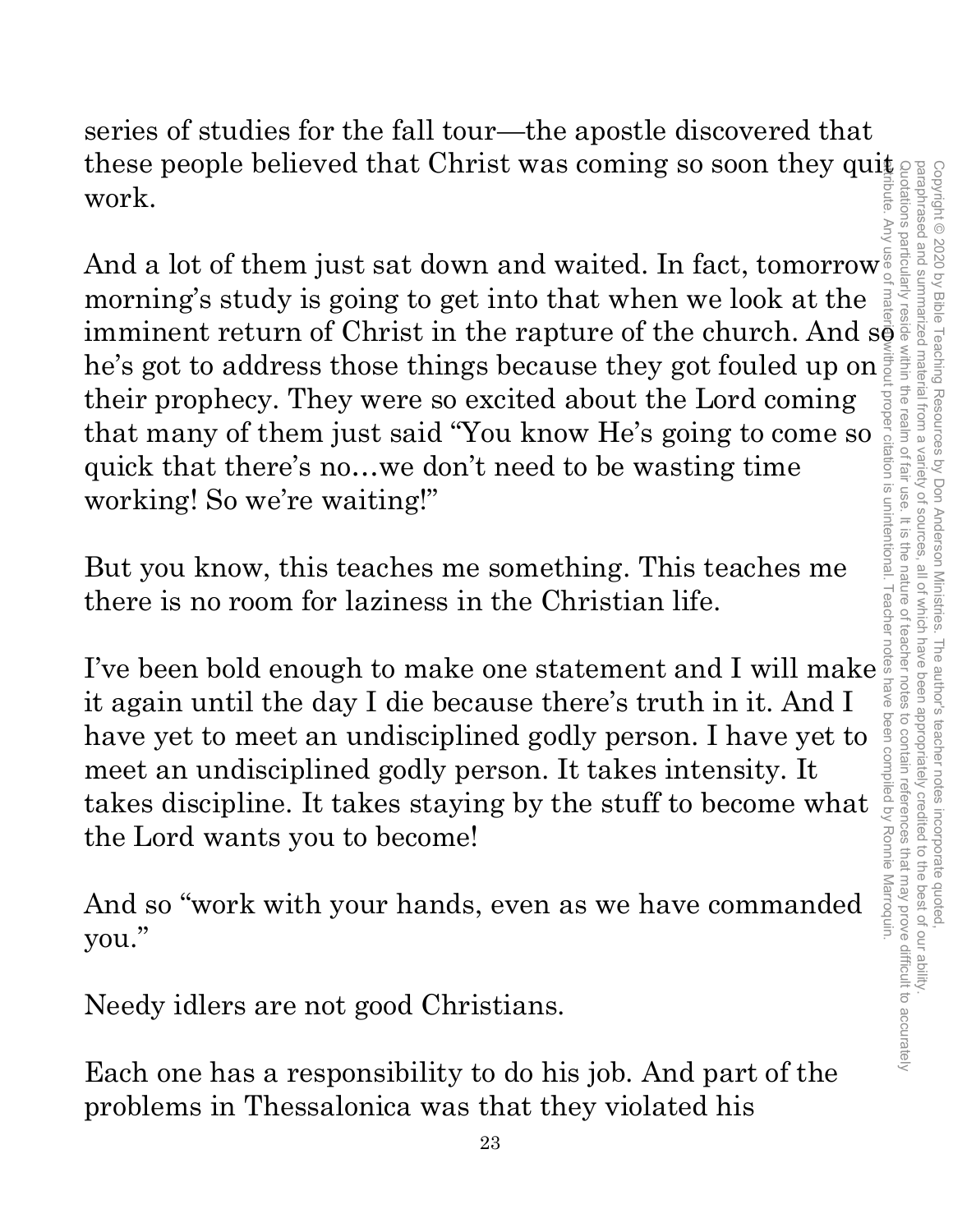series of studies for the fall tour—the apostle discovered that these people believed that Christ was coming so soon they quit work.

And a lot of them just sat down and waited. In fact, tomorrow morning's study is going to get into that when we look at the imminent return of Christ in the rapture of the church. And so he's got to address those things because they got fouled up on their prophecy. They were so excited about the Lord coming that many of them just said "You know He's going to come so quick that there's no…we don't need to be wasting time working! So we're waiting!"

But you know, this teaches me something. This teaches me there is no room for laziness in the Christian life.

I've been bold enough to make one statement and I will make it again until the day I die because there's truth in it. And I have yet to meet an undisciplined godly person. I have yet to meet an undisciplined godly person. It takes intensity. It takes discipline. It takes staying by the stuff to become what the Lord wants you to become!

And so "work with your hands, even as we have commanded you."

Needy idlers are not good Christians.

Each one has a responsibility to do his job. And part of the problems in Thessalonica was that they violated his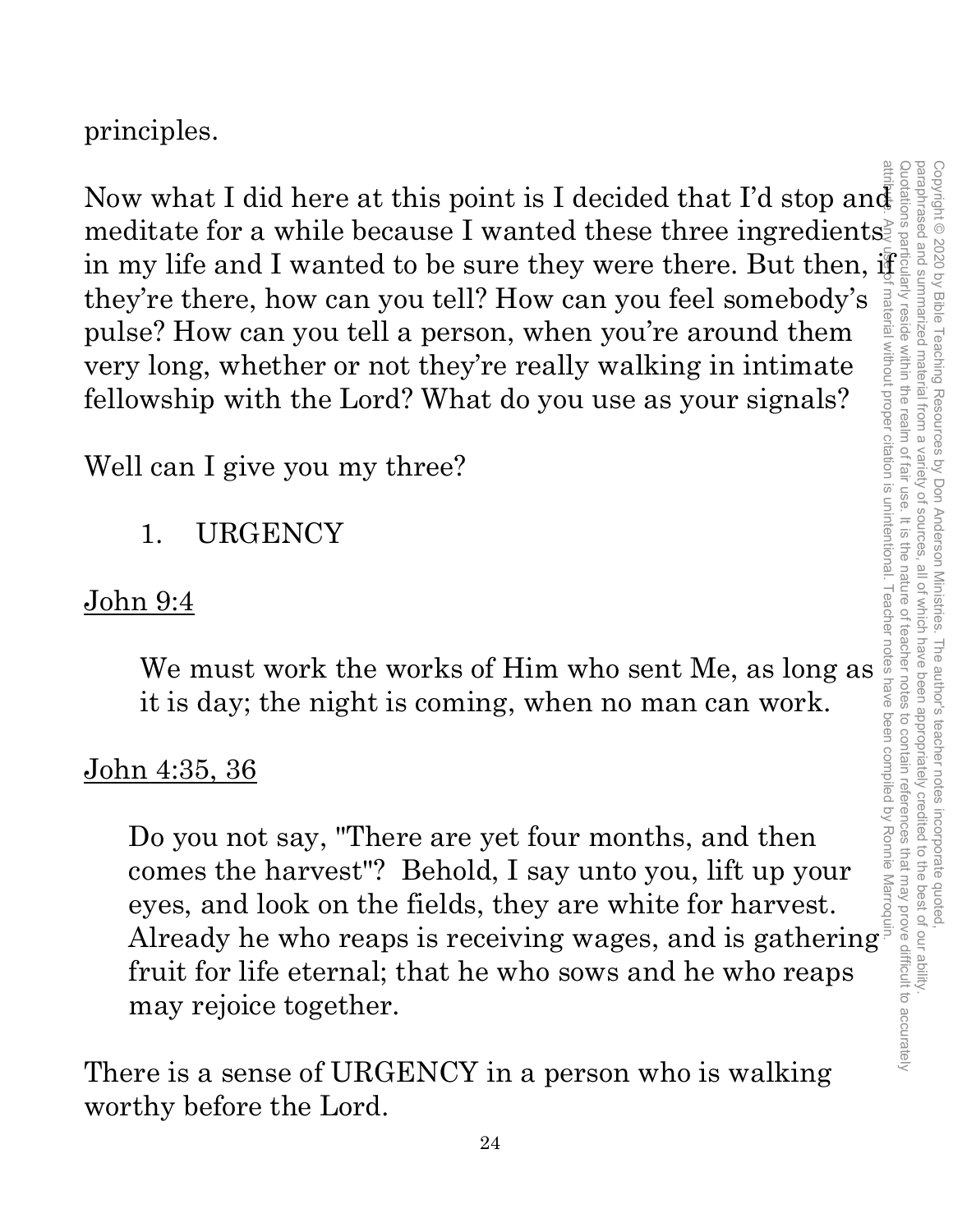principles.

Now what I did here at this point is I decided that I'd stop and meditate for a while because I wanted these three ingredients in my life and I wanted to be sure they were there. But then, if they're there, how can you tell? How can you feel somebody's pulse? How can you tell a person, when you're around them very long, whether or not they're really walking in intimate fellowship with the Lord? What do you use as your signals?

Well can I give you my three?

1. URGENCY

<u>John 9:4</u>

> We must work the works of Him who sent Me, as long as it is day; the night is coming, when no man can work.

<u>John 4:35, 36</u>

> Do you not say, "There are yet four months, and then comes the harvest"? Behold, I say unto you, lift up your eyes, and look on the fields, they are white for harvest. Already he who reaps is receiving wages, and is gathering fruit for life eternal; that he who sows and he who reaps may rejoice together.

There is a sense of URGENCY in a person who is walking worthy before the Lord.

Copyright © 2020 by Bible Teaching Resources by Don Anderson Ministries. The author's teacher notes incorporate quoted, paraphrased and summarized material from a variety of sources, all of which have been appropriately credited to the best of our ability. Quotations particularly reside within the realm of fair use. It is the nature of teacher notes to contain references that may prove difficult to accurately attribute. Any use of material without proper citation is unintentional. Teacher notes have been compiled by Ronnie Marroquin.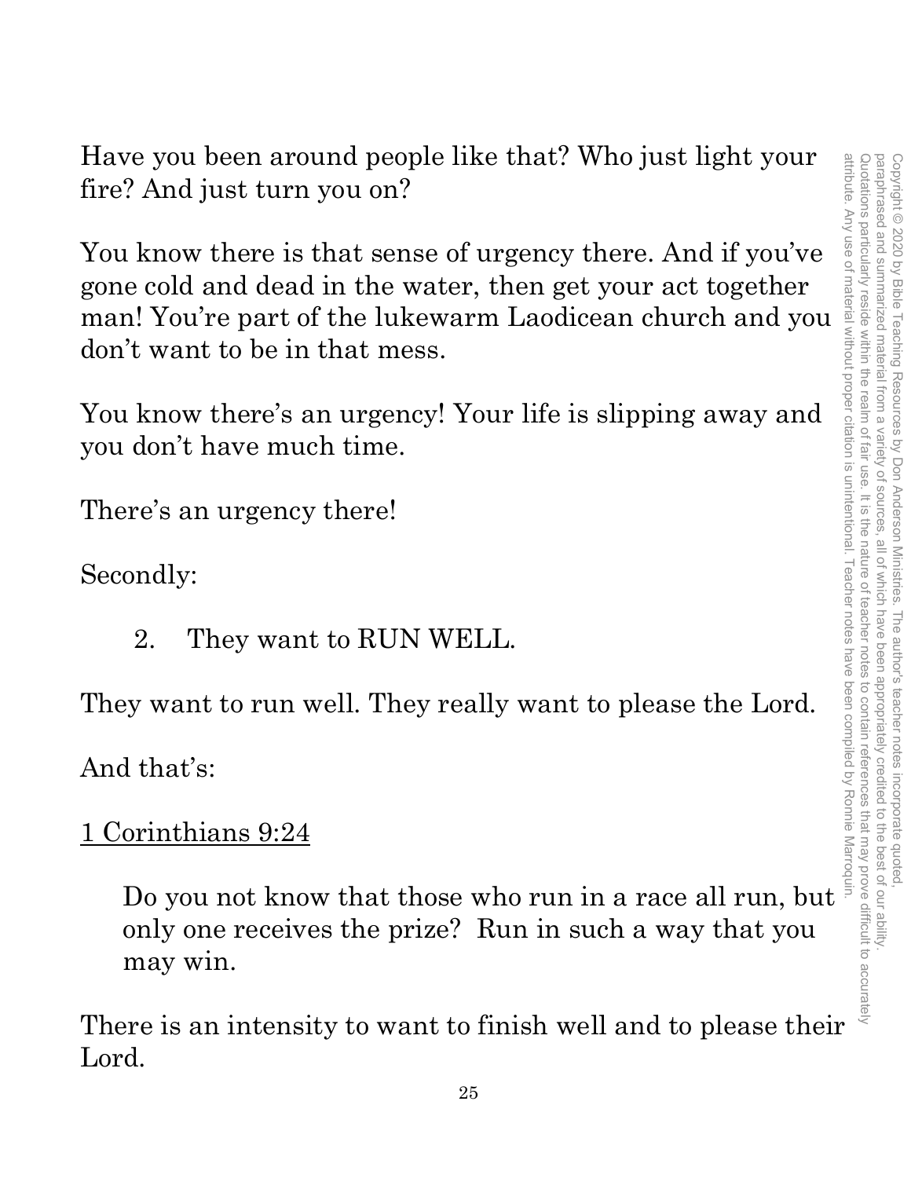Have you been around people like that? Who just light your fire? And just turn you on?

You know there is that sense of urgency there. And if you've gone cold and dead in the water, then get your act together man! You're part of the lukewarm Laodicean church and you don't want to be in that mess.

You know there's an urgency! Your life is slipping away and you don't have much time.

There's an urgency there!

Secondly:

2. They want to RUN WELL.

They want to run well. They really want to please the Lord.

And that's:

<u>1 Corinthians 9:24</u>

> Do you not know that those who run in a race all run, but only one receives the prize? Run in such a way that you may win.

There is an intensity to want to finish well and to please their Lord.

Copyright © 2020 by Bible Teaching Resources by Don Anderson Ministries. The author's teacher notes incorporate quoted, paraphrased and summarized material from a variety of sources, all of which have been appropriately credited to the best of our ability. Quotations particularly reside within the realm of fair use. It is the nature of teacher notes to contain references that may prove difficult to accurately attribute. Any use of material without proper citation is unintentional. Teacher notes have been compiled by Ronnie Marroquin.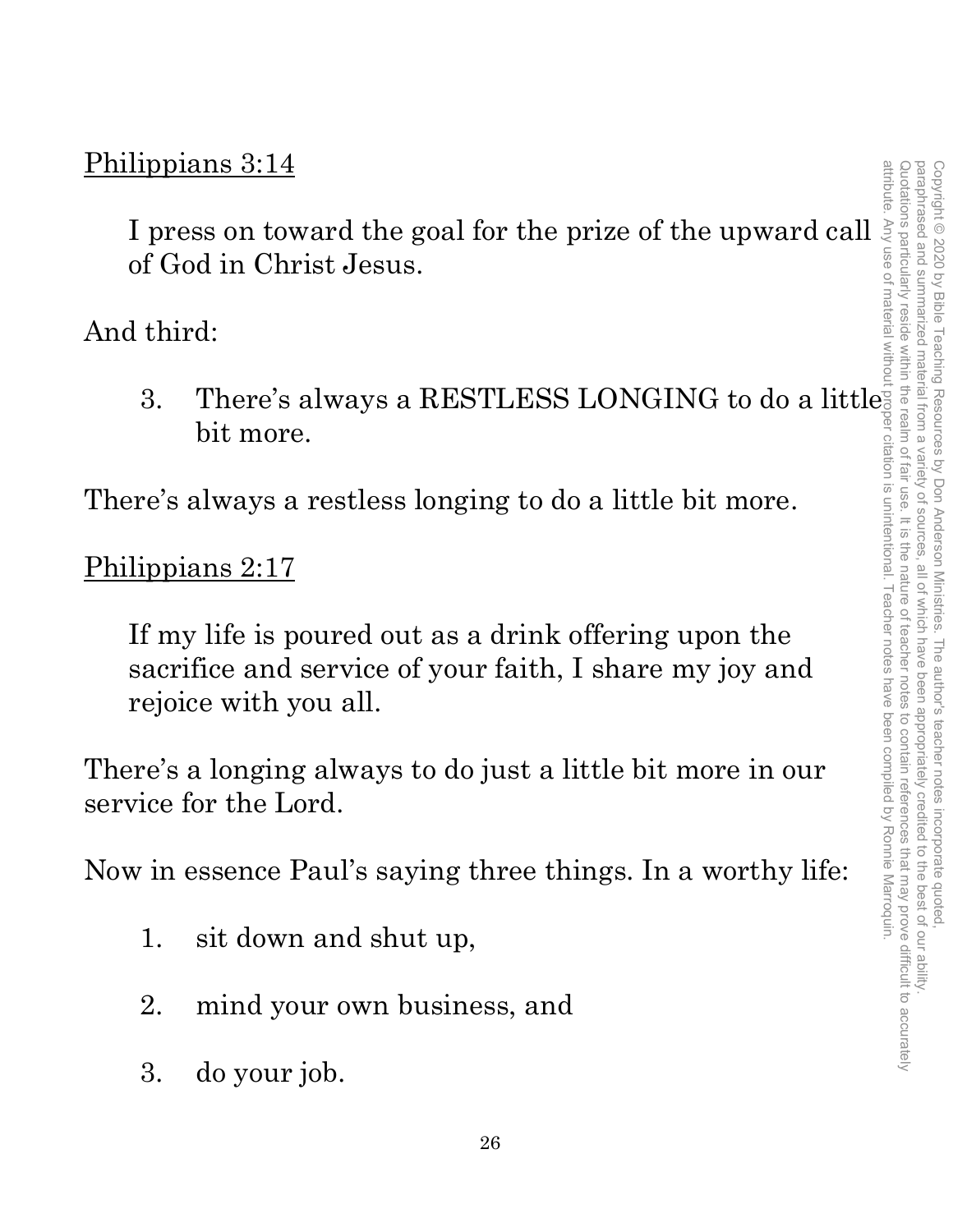Philippians 3:14

> I press on toward the goal for the prize of the upward call of God in Christ Jesus.

And third:

3. There's always a RESTLESS LONGING to do a little bit more.

There's always a restless longing to do a little bit more.

Philippians 2:17

> If my life is poured out as a drink offering upon the sacrifice and service of your faith, I share my joy and rejoice with you all.

There's a longing always to do just a little bit more in our service for the Lord.

Now in essence Paul's saying three things. In a worthy life:

1. sit down and shut up,
2. mind your own business, and
3. do your job.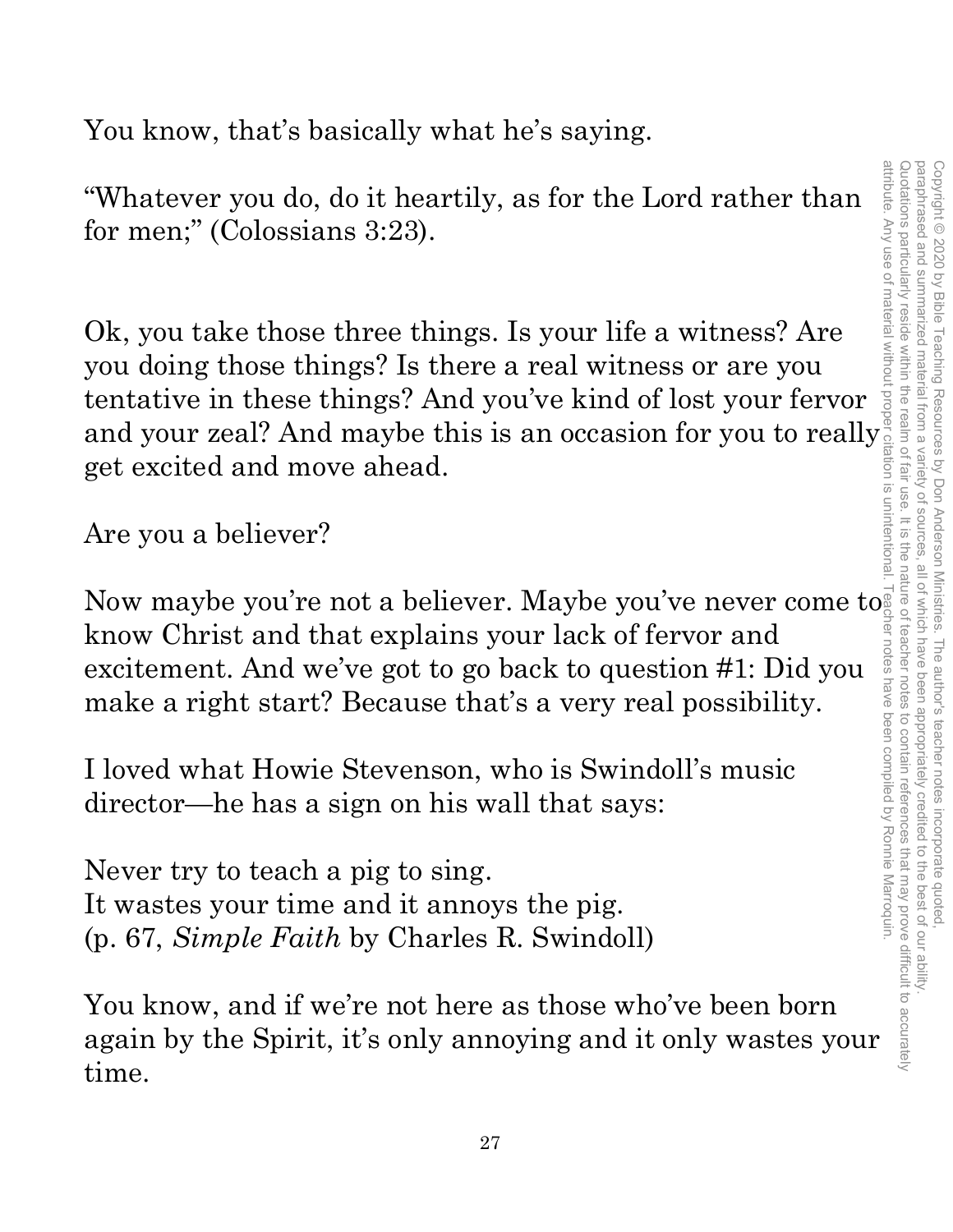You know, that's basically what he's saying.

"Whatever you do, do it heartily, as for the Lord rather than for men;" (Colossians 3:23).

Ok, you take those three things. Is your life a witness? Are you doing those things? Is there a real witness or are you tentative in these things? And you've kind of lost your fervor and your zeal? And maybe this is an occasion for you to really get excited and move ahead.

Are you a believer?

Now maybe you're not a believer. Maybe you've never come to know Christ and that explains your lack of fervor and excitement. And we've got to go back to question #1: Did you make a right start? Because that's a very real possibility.

I loved what Howie Stevenson, who is Swindoll's music director—he has a sign on his wall that says:

Never try to teach a pig to sing.
It wastes your time and it annoys the pig.
(p. 67, *Simple Faith* by Charles R. Swindoll)

You know, and if we're not here as those who've been born again by the Spirit, it's only annoying and it only wastes your time.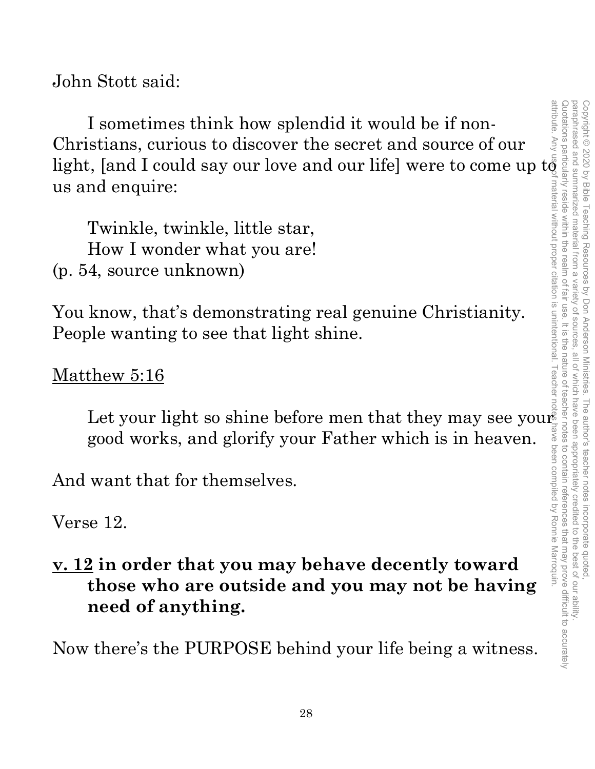John Stott said:

> I sometimes think how splendid it would be if non-Christians, curious to discover the secret and source of our light, [and I could say our love and our life] were to come up to us and enquire:
>
> Twinkle, twinkle, little star,
> How I wonder what you are!

(p. 54, source unknown)

You know, that's demonstrating real genuine Christianity. People wanting to see that light shine.

<u>Matthew 5:16</u>

> Let your light so shine before men that they may see your good works, and glorify your Father which is in heaven.

And want that for themselves.

Verse 12.

**<u>v. 12</u> in order that you may behave decently toward those who are outside and you may not be having need of anything.**

Now there's the PURPOSE behind your life being a witness.

Copyright © 2020 by Bible Teaching Resources by Don Anderson Ministries. The author's teacher notes incorporate quoted, paraphrased and summarized material from a variety of sources, all of which have been appropriately credited to the best of our ability. Quotations particularly reside within the realm of fair use. It is the nature of teacher notes to contain references that may prove difficult to accurately attribute. Any use of material without proper citation is unintentional. Teacher notes have been compiled by Ronnie Marroquin.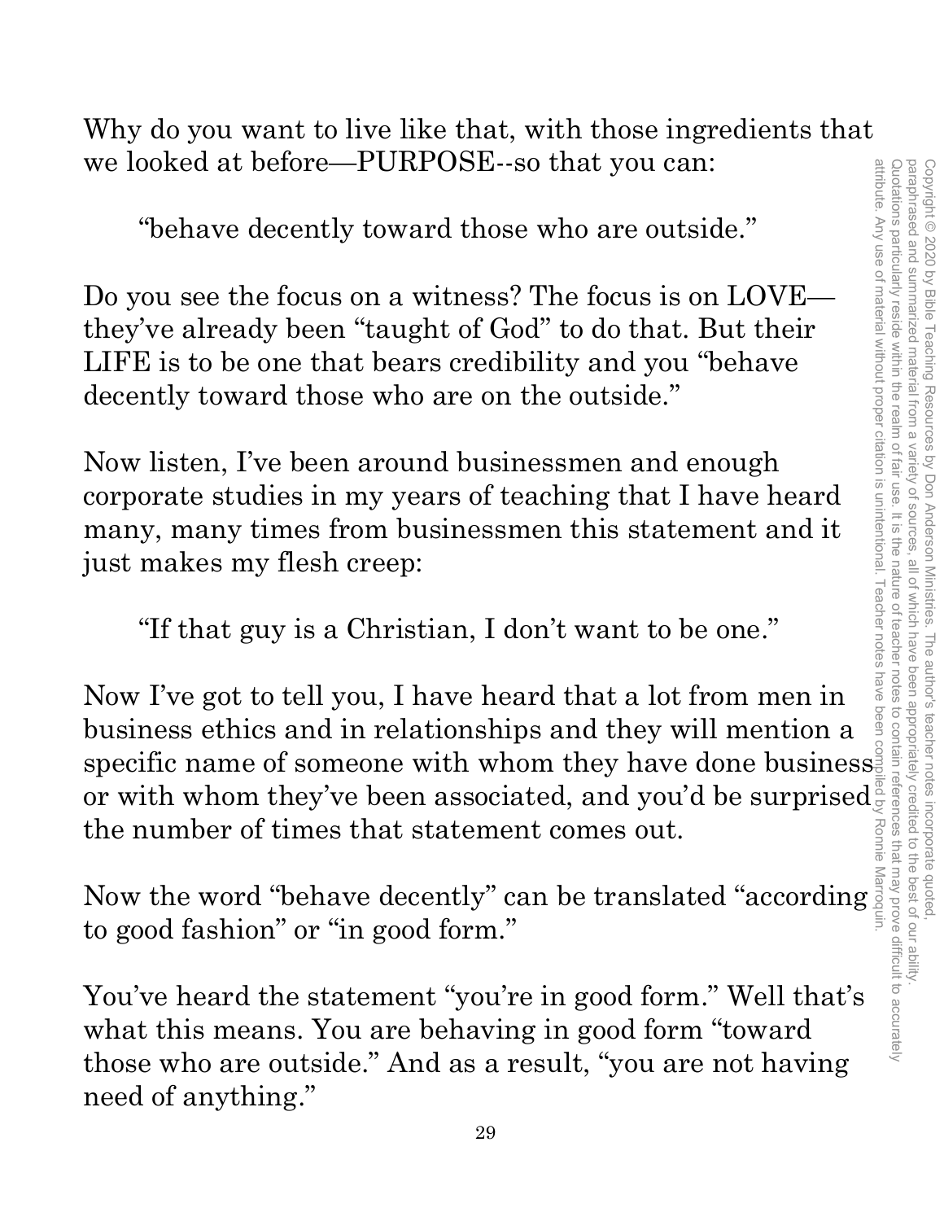Why do you want to live like that, with those ingredients that we looked at before—PURPOSE--so that you can:

> "behave decently toward those who are outside."

Do you see the focus on a witness? The focus is on LOVE—they've already been "taught of God" to do that. But their LIFE is to be one that bears credibility and you "behave decently toward those who are on the outside."

Now listen, I've been around businessmen and enough corporate studies in my years of teaching that I have heard many, many times from businessmen this statement and it just makes my flesh creep:

> "If that guy is a Christian, I don't want to be one."

Now I've got to tell you, I have heard that a lot from men in business ethics and in relationships and they will mention a specific name of someone with whom they have done business or with whom they've been associated, and you'd be surprised the number of times that statement comes out.

Now the word "behave decently" can be translated "according to good fashion" or "in good form."

You've heard the statement "you're in good form." Well that's what this means. You are behaving in good form "toward those who are outside." And as a result, "you are not having need of anything."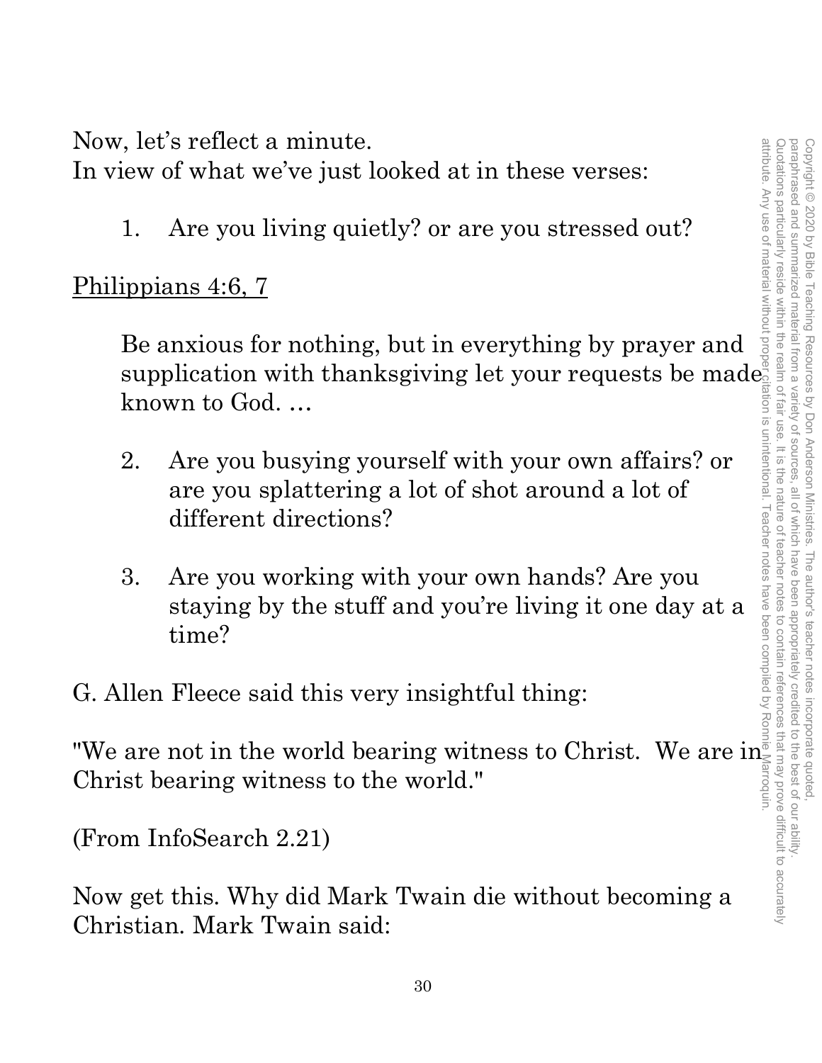Now, let's reflect a minute.
In view of what we've just looked at in these verses:

1. Are you living quietly? or are you stressed out?

<u>Philippians 4:6, 7</u>

> Be anxious for nothing, but in everything by prayer and supplication with thanksgiving let your requests be made known to God. …

2. Are you busying yourself with your own affairs? or are you splattering a lot of shot around a lot of different directions?

3. Are you working with your own hands? Are you staying by the stuff and you're living it one day at a time?

G. Allen Fleece said this very insightful thing:

"We are not in the world bearing witness to Christ. We are in Christ bearing witness to the world."

(From InfoSearch 2.21)

Now get this. Why did Mark Twain die without becoming a Christian. Mark Twain said: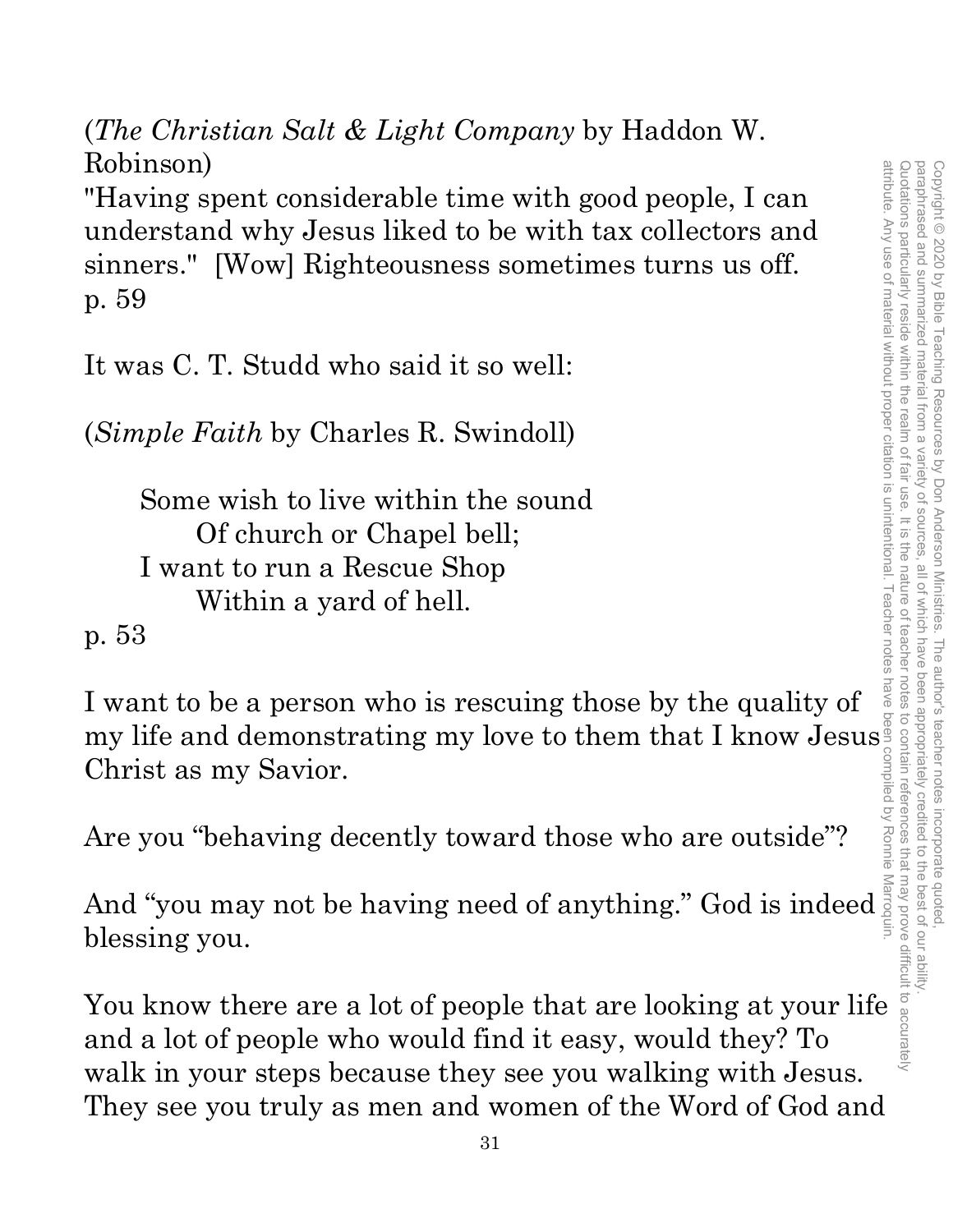(*The Christian Salt & Light Company* by Haddon W. Robinson)

"Having spent considerable time with good people, I can understand why Jesus liked to be with tax collectors and sinners." [Wow] Righteousness sometimes turns us off. p. 59

It was C. T. Studd who said it so well:

(*Simple Faith* by Charles R. Swindoll)

> Some wish to live within the sound
> Of church or Chapel bell;
> I want to run a Rescue Shop
> Within a yard of hell.

p. 53

I want to be a person who is rescuing those by the quality of my life and demonstrating my love to them that I know Jesus Christ as my Savior.

Are you "behaving decently toward those who are outside"?

And "you may not be having need of anything." God is indeed blessing you.

You know there are a lot of people that are looking at your life and a lot of people who would find it easy, would they? To walk in your steps because they see you walking with Jesus. They see you truly as men and women of the Word of God and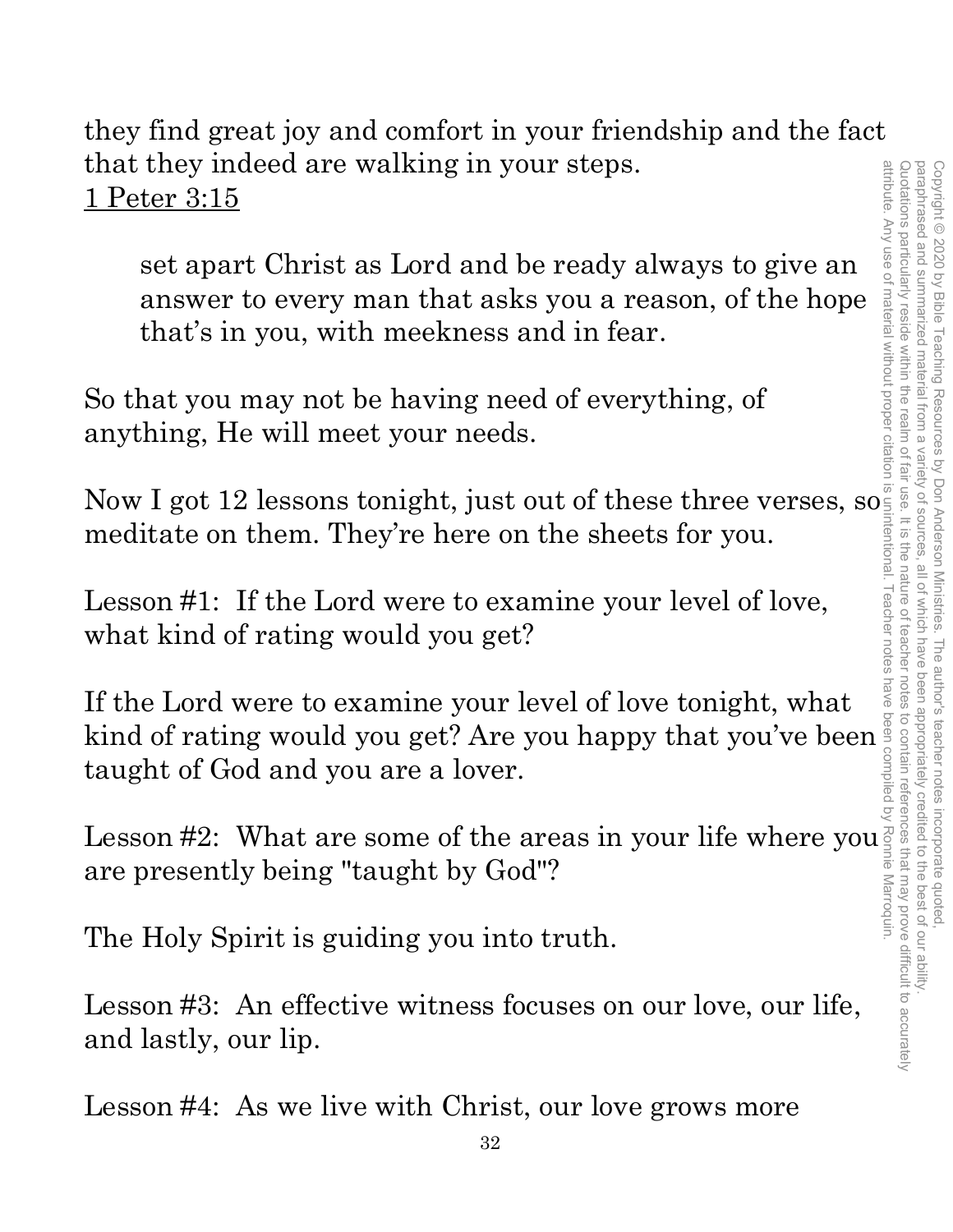they find great joy and comfort in your friendship and the fact that they indeed are walking in your steps.

<u>1 Peter 3:15</u>

> set apart Christ as Lord and be ready always to give an answer to every man that asks you a reason, of the hope that's in you, with meekness and in fear.

So that you may not be having need of everything, of anything, He will meet your needs.

Now I got 12 lessons tonight, just out of these three verses, so meditate on them. They're here on the sheets for you.

Lesson #1: If the Lord were to examine your level of love, what kind of rating would you get?

If the Lord were to examine your level of love tonight, what kind of rating would you get? Are you happy that you've been taught of God and you are a lover.

Lesson #2: What are some of the areas in your life where you are presently being "taught by God"?

The Holy Spirit is guiding you into truth.

Lesson #3: An effective witness focuses on our love, our life, and lastly, our lip.

Lesson #4: As we live with Christ, our love grows more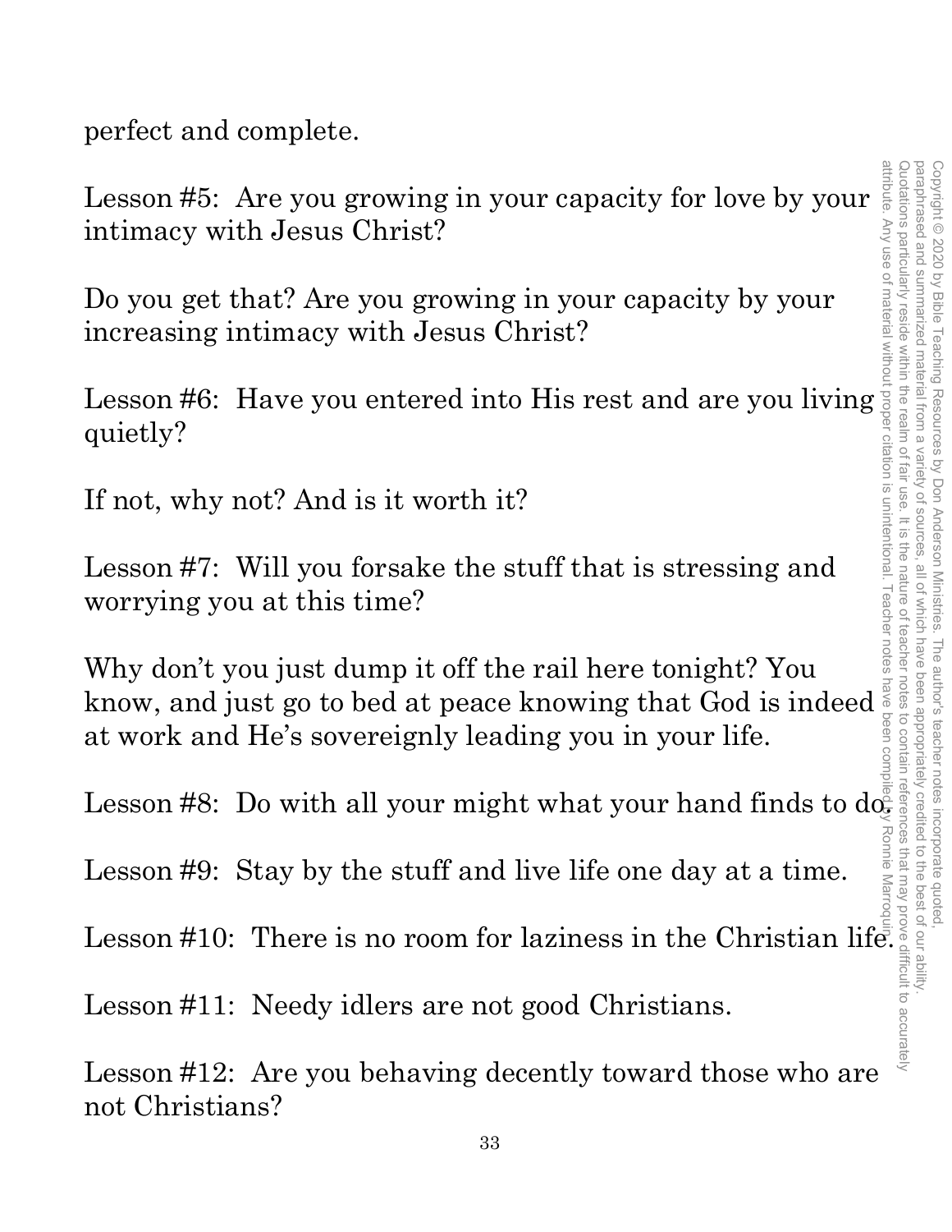perfect and complete.

Lesson #5: Are you growing in your capacity for love by your intimacy with Jesus Christ?

Do you get that? Are you growing in your capacity by your increasing intimacy with Jesus Christ?

Lesson #6: Have you entered into His rest and are you living quietly?

If not, why not? And is it worth it?

Lesson #7: Will you forsake the stuff that is stressing and worrying you at this time?

Why don't you just dump it off the rail here tonight? You know, and just go to bed at peace knowing that God is indeed at work and He's sovereignly leading you in your life.

Lesson #8: Do with all your might what your hand finds to do.

Lesson #9: Stay by the stuff and live life one day at a time.

Lesson #10: There is no room for laziness in the Christian life.

Lesson #11: Needy idlers are not good Christians.

Lesson #12: Are you behaving decently toward those who are not Christians?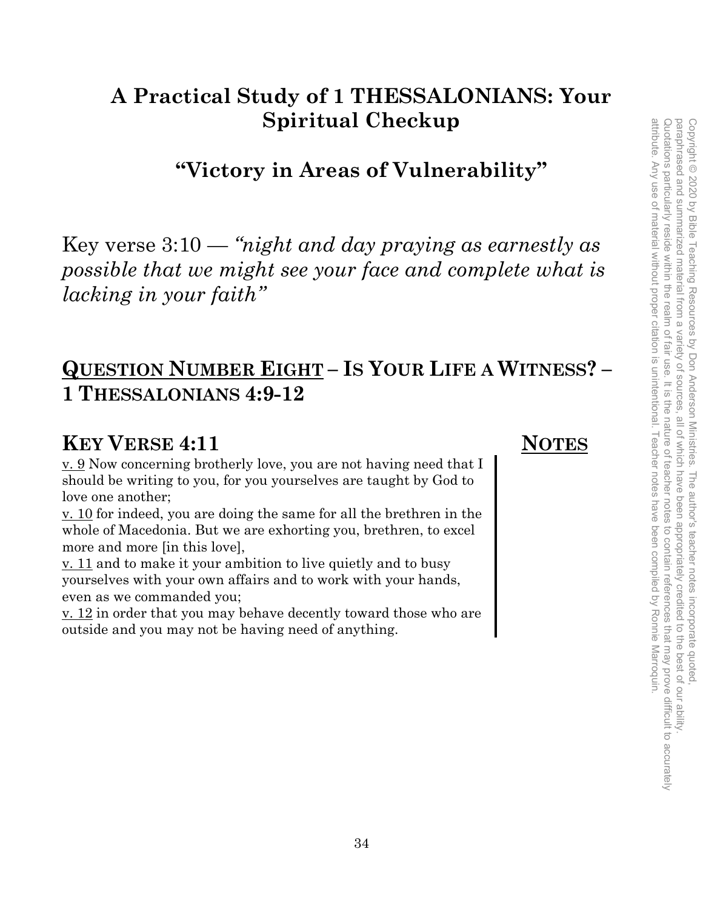# A Practical Study of 1 THESSALONIANS: Your Spiritual Checkup

## "Victory in Areas of Vulnerability"

Key verse 3:10 — *"night and day praying as earnestly as possible that we might see your face and complete what is lacking in your faith"*

## QUESTION NUMBER EIGHT – IS YOUR LIFE A WITNESS? – 1 THESSALONIANS 4:9-12

### KEY VERSE 4:11

**NOTES**

v. 9 Now concerning brotherly love, you are not having need that I should be writing to you, for you yourselves are taught by God to love one another;

v. 10 for indeed, you are doing the same for all the brethren in the whole of Macedonia. But we are exhorting you, brethren, to excel more and more [in this love],

v. 11 and to make it your ambition to live quietly and to busy yourselves with your own affairs and to work with your hands, even as we commanded you;

v. 12 in order that you may behave decently toward those who are outside and you may not be having need of anything.

Copyright © 2020 by Bible Teaching Resources by Don Anderson Ministries. The author's teacher notes incorporate quoted, paraphrased and summarized material from a variety of sources, all of which have been appropriately credited to the best of our ability. Quotations particularly reside within the realm of fair use. It is the nature of teacher notes to contain references that may prove difficult to accurately attribute. Any use of material without proper citation is unintentional. Teacher notes have been compiled by Ronnie Marroquin.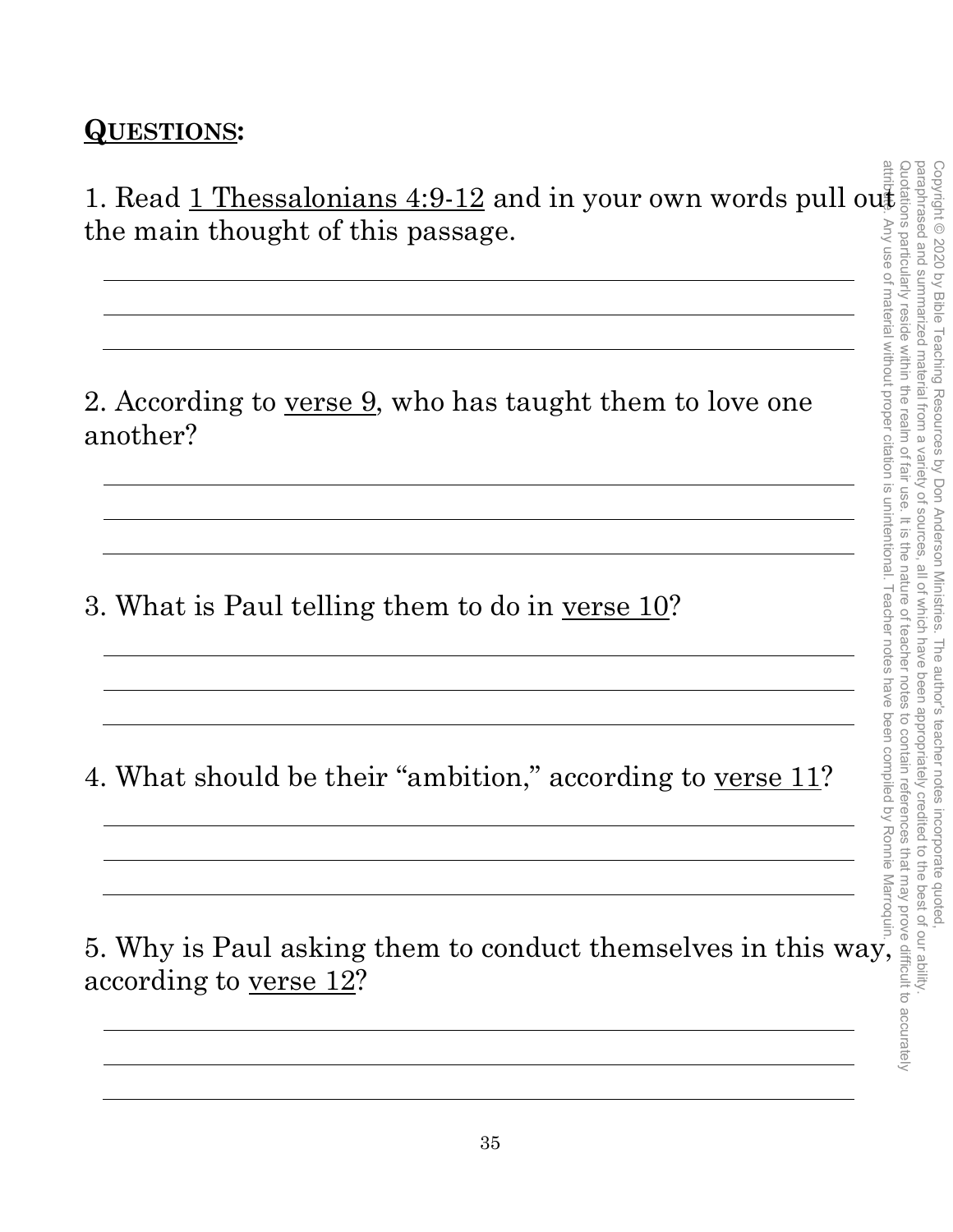**QUESTIONS:**

1. Read 1 Thessalonians 4:9-12 and in your own words pull out the main thought of this passage.

2. According to verse 9, who has taught them to love one another?

3. What is Paul telling them to do in verse 10?

4. What should be their "ambition," according to verse 11?

5. Why is Paul asking them to conduct themselves in this way, according to verse 12?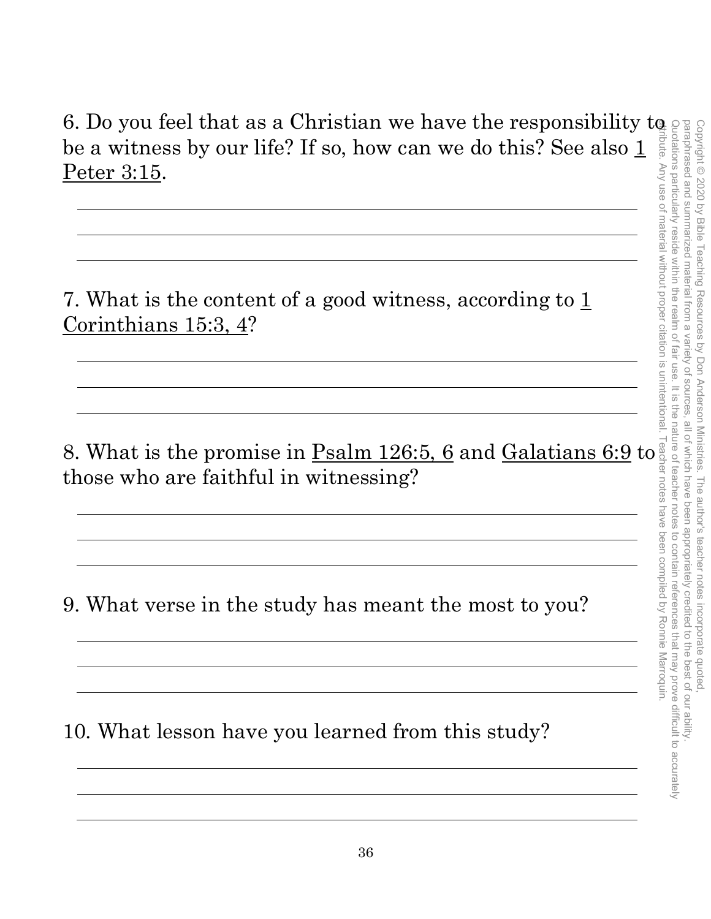6. Do you feel that as a Christian we have the responsibility to be a witness by our life? If so, how can we do this? See also 1 Peter 3:15.

7. What is the content of a good witness, according to 1 Corinthians 15:3, 4?

8. What is the promise in Psalm 126:5, 6 and Galatians 6:9 to those who are faithful in witnessing?

9. What verse in the study has meant the most to you?

10. What lesson have you learned from this study?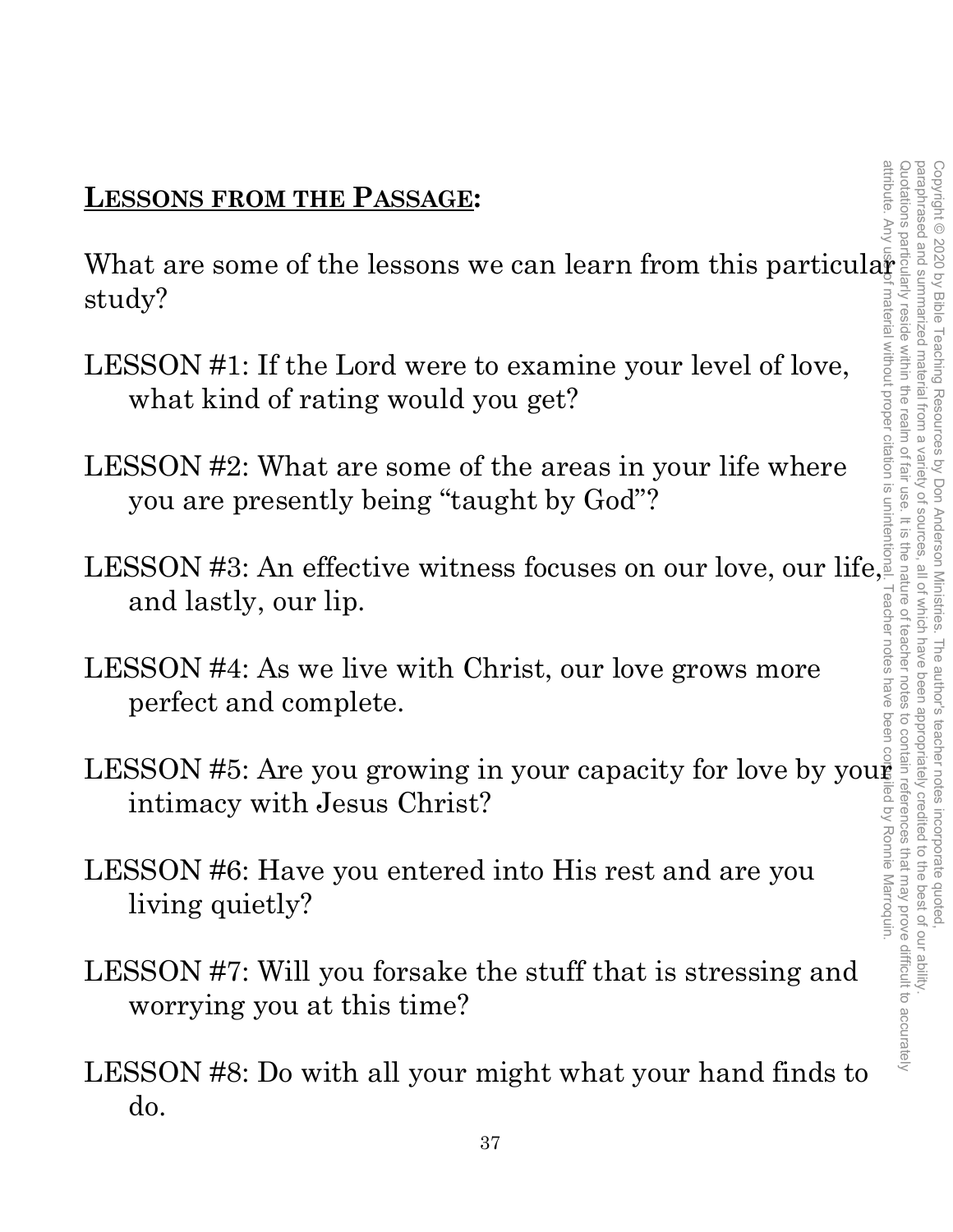## **LESSONS FROM THE PASSAGE:**

What are some of the lessons we can learn from this particular study?

LESSON #1: If the Lord were to examine your level of love, what kind of rating would you get?

LESSON #2: What are some of the areas in your life where you are presently being "taught by God"?

LESSON #3: An effective witness focuses on our love, our life, and lastly, our lip.

LESSON #4: As we live with Christ, our love grows more perfect and complete.

LESSON #5: Are you growing in your capacity for love by your intimacy with Jesus Christ?

LESSON #6: Have you entered into His rest and are you living quietly?

LESSON #7: Will you forsake the stuff that is stressing and worrying you at this time?

LESSON #8: Do with all your might what your hand finds to do.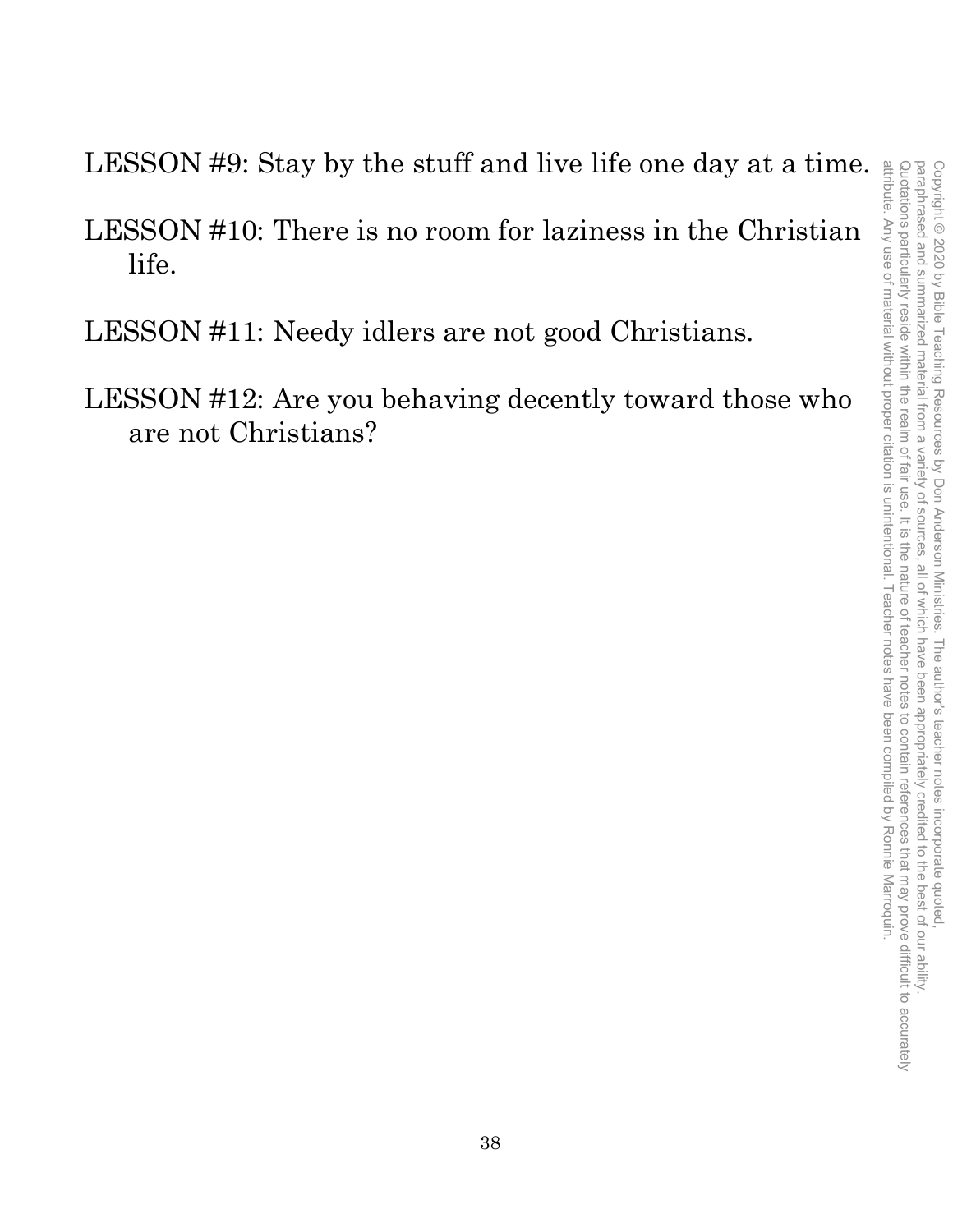LESSON #9: Stay by the stuff and live life one day at a time.

LESSON #10: There is no room for laziness in the Christian life.

LESSON #11: Needy idlers are not good Christians.

LESSON #12: Are you behaving decently toward those who are not Christians?